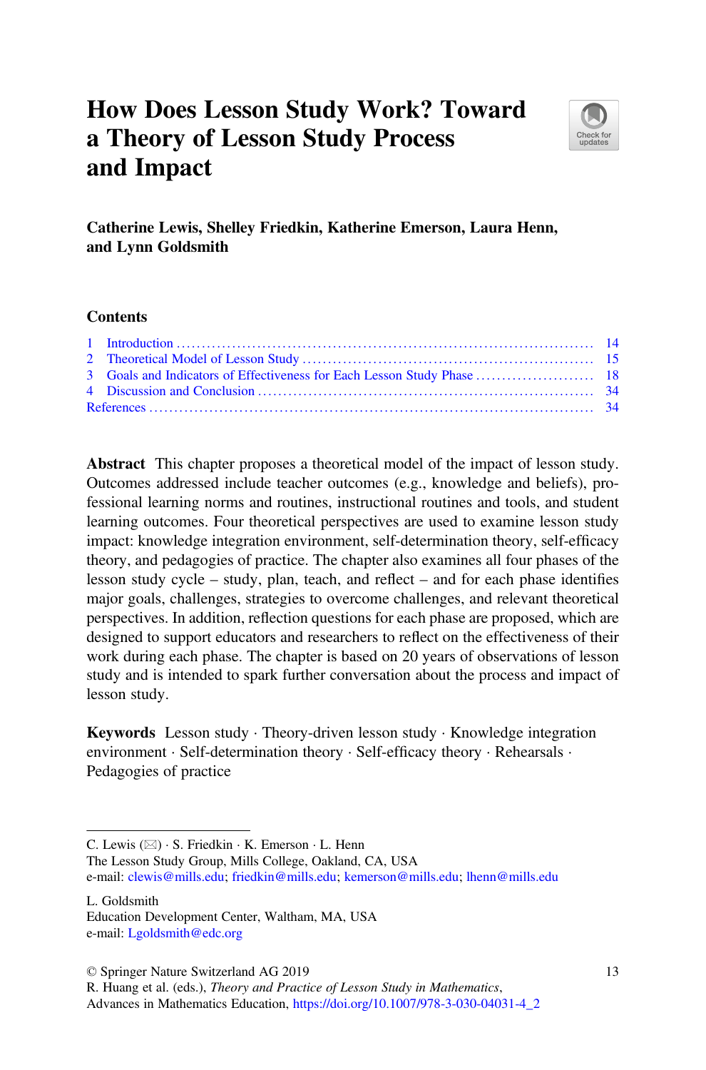# How Does Lesson Study Work? Toward a Theory of Lesson Study Process and Impact

**Catherine Lewis, Shelley Friedkin, Katherine Emerson, Laura Henn, and Lynn Goldsmith**

## Contents

1 Introduction ..... 14
2 Theoretical Model of Lesson Study ..... 15
3 Goals and Indicators of Effectiveness for Each Lesson Study Phase ..... 18
4 Discussion and Conclusion ..... 34
References ..... 34

**Abstract** This chapter proposes a theoretical model of the impact of lesson study. Outcomes addressed include teacher outcomes (e.g., knowledge and beliefs), professional learning norms and routines, instructional routines and tools, and student learning outcomes. Four theoretical perspectives are used to examine lesson study impact: knowledge integration environment, self-determination theory, self-efficacy theory, and pedagogies of practice. The chapter also examines all four phases of the lesson study cycle – study, plan, teach, and reflect – and for each phase identifies major goals, challenges, strategies to overcome challenges, and relevant theoretical perspectives. In addition, reflection questions for each phase are proposed, which are designed to support educators and researchers to reflect on the effectiveness of their work during each phase. The chapter is based on 20 years of observations of lesson study and is intended to spark further conversation about the process and impact of lesson study.

**Keywords** Lesson study · Theory-driven lesson study · Knowledge integration environment · Self-determination theory · Self-efficacy theory · Rehearsals · Pedagogies of practice

---

C. Lewis (✉) · S. Friedkin · K. Emerson · L. Henn
The Lesson Study Group, Mills College, Oakland, CA, USA
e-mail: clewis@mills.edu; friedkin@mills.edu; kemerson@mills.edu; lhenn@mills.edu

L. Goldsmith
Education Development Center, Waltham, MA, USA
e-mail: Lgoldsmith@edc.org

© Springer Nature Switzerland AG 2019
R. Huang et al. (eds.), *Theory and Practice of Lesson Study in Mathematics*, Advances in Mathematics Education, https://doi.org/10.1007/978-3-030-04031-4_2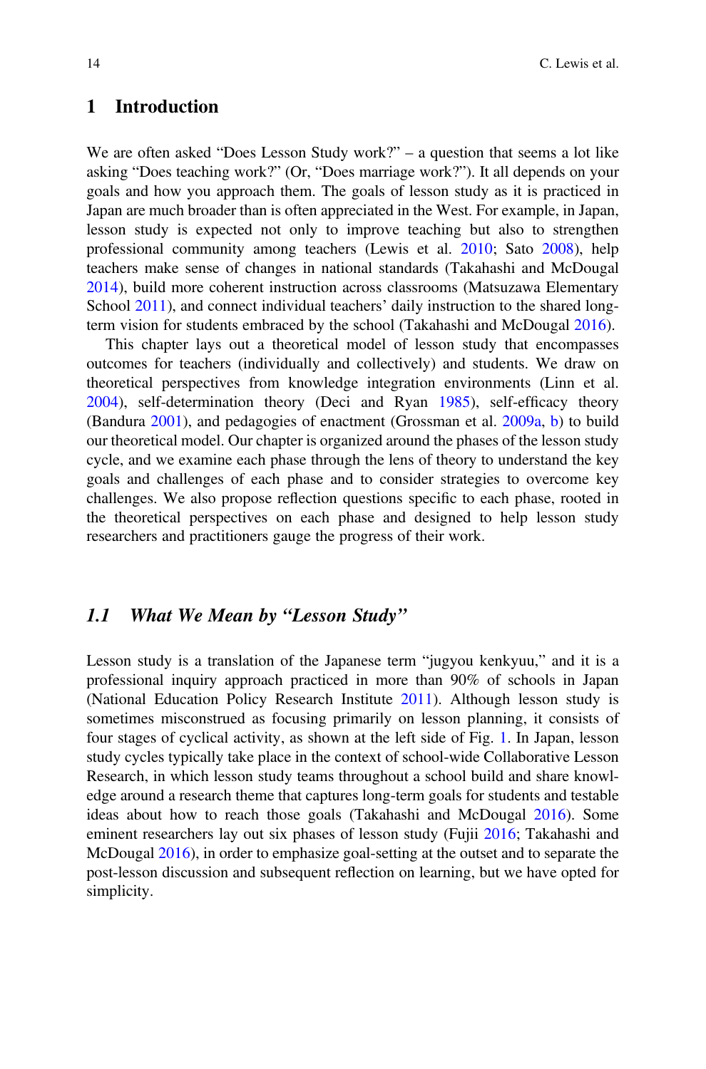# 1 Introduction

We are often asked "Does Lesson Study work?" – a question that seems a lot like asking "Does teaching work?" (Or, "Does marriage work?"). It all depends on your goals and how you approach them. The goals of lesson study as it is practiced in Japan are much broader than is often appreciated in the West. For example, in Japan, lesson study is expected not only to improve teaching but also to strengthen professional community among teachers (Lewis et al. 2010; Sato 2008), help teachers make sense of changes in national standards (Takahashi and McDougal 2014), build more coherent instruction across classrooms (Matsuzawa Elementary School 2011), and connect individual teachers' daily instruction to the shared long-term vision for students embraced by the school (Takahashi and McDougal 2016).

This chapter lays out a theoretical model of lesson study that encompasses outcomes for teachers (individually and collectively) and students. We draw on theoretical perspectives from knowledge integration environments (Linn et al. 2004), self-determination theory (Deci and Ryan 1985), self-efficacy theory (Bandura 2001), and pedagogies of enactment (Grossman et al. 2009a, b) to build our theoretical model. Our chapter is organized around the phases of the lesson study cycle, and we examine each phase through the lens of theory to understand the key goals and challenges of each phase and to consider strategies to overcome key challenges. We also propose reflection questions specific to each phase, rooted in the theoretical perspectives on each phase and designed to help lesson study researchers and practitioners gauge the progress of their work.

## 1.1 *What We Mean by "Lesson Study"*

Lesson study is a translation of the Japanese term "jugyou kenkyuu," and it is a professional inquiry approach practiced in more than 90% of schools in Japan (National Education Policy Research Institute 2011). Although lesson study is sometimes misconstrued as focusing primarily on lesson planning, it consists of four stages of cyclical activity, as shown at the left side of Fig. 1. In Japan, lesson study cycles typically take place in the context of school-wide Collaborative Lesson Research, in which lesson study teams throughout a school build and share knowledge around a research theme that captures long-term goals for students and testable ideas about how to reach those goals (Takahashi and McDougal 2016). Some eminent researchers lay out six phases of lesson study (Fujii 2016; Takahashi and McDougal 2016), in order to emphasize goal-setting at the outset and to separate the post-lesson discussion and subsequent reflection on learning, but we have opted for simplicity.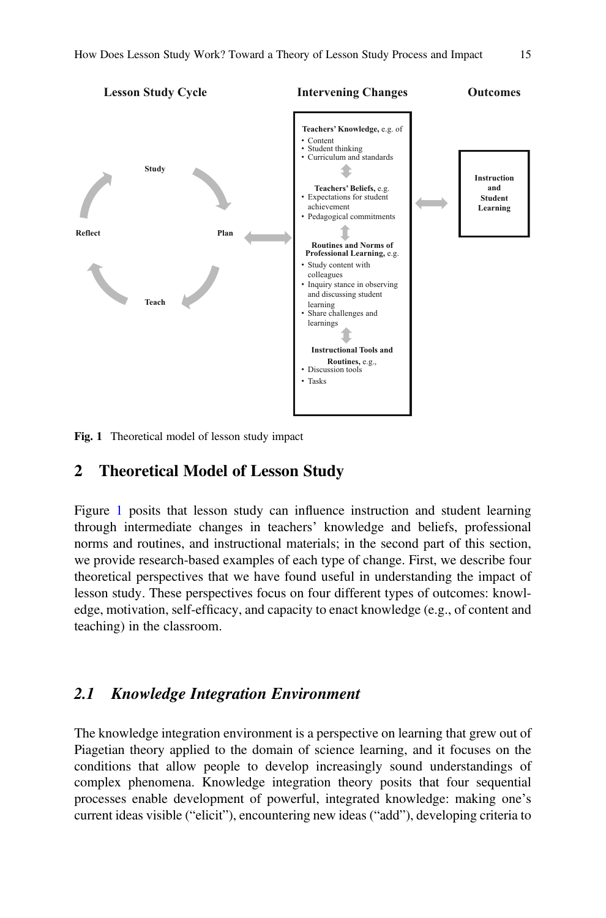**Lesson Study Cycle**

Study → Plan → Teach → Reflect

**Intervening Changes**

**Teachers' Knowledge,** e.g. of
- Content
- Student thinking
- Curriculum and standards

**Teachers' Beliefs,** e.g.
- Expectations for student achievement
- Pedagogical commitments

**Routines and Norms of Professional Learning,** e.g.
- Study content with colleagues
- Inquiry stance in observing and discussing student learning
- Share challenges and learnings

**Instructional Tools and Routines,** e.g.,
- Discussion tools
- Tasks

**Outcomes**

**Instruction and Student Learning**

**Fig. 1** Theoretical model of lesson study impact

## 2 Theoretical Model of Lesson Study

Figure 1 posits that lesson study can influence instruction and student learning through intermediate changes in teachers' knowledge and beliefs, professional norms and routines, and instructional materials; in the second part of this section, we provide research-based examples of each type of change. First, we describe four theoretical perspectives that we have found useful in understanding the impact of lesson study. These perspectives focus on four different types of outcomes: knowledge, motivation, self-efficacy, and capacity to enact knowledge (e.g., of content and teaching) in the classroom.

### *2.1 Knowledge Integration Environment*

The knowledge integration environment is a perspective on learning that grew out of Piagetian theory applied to the domain of science learning, and it focuses on the conditions that allow people to develop increasingly sound understandings of complex phenomena. Knowledge integration theory posits that four sequential processes enable development of powerful, integrated knowledge: making one's current ideas visible ("elicit"), encountering new ideas ("add"), developing criteria to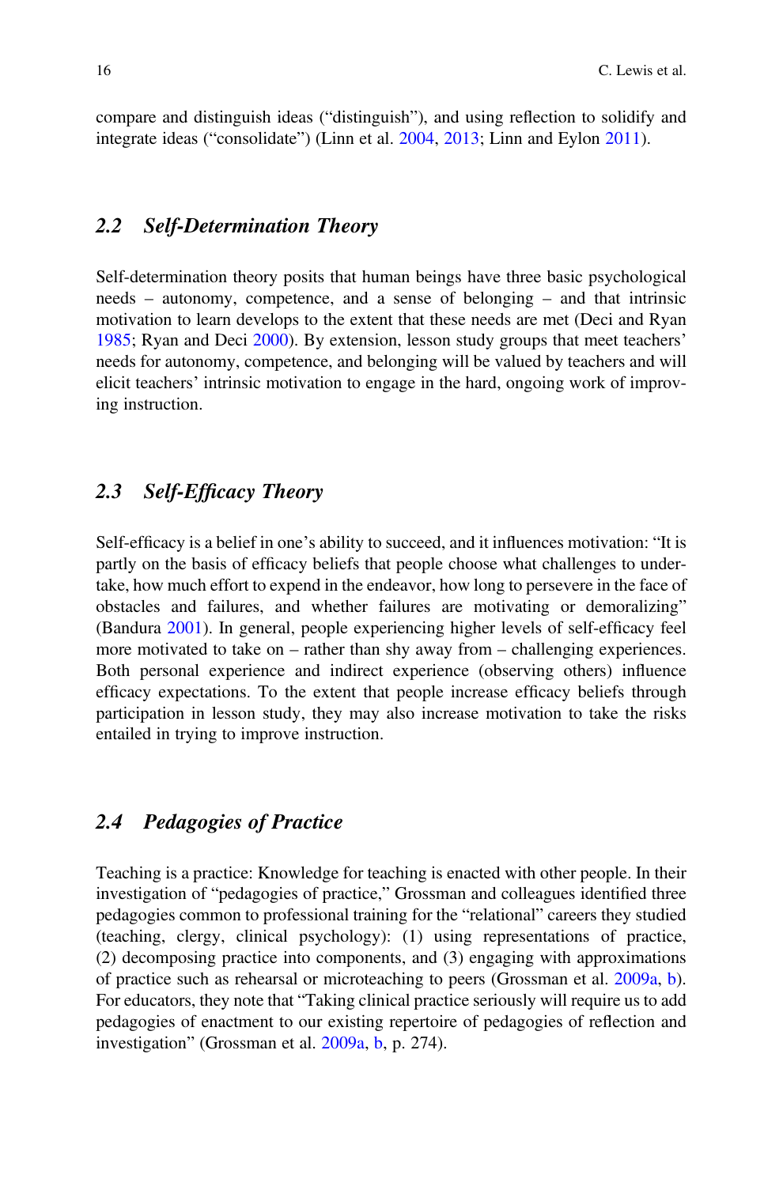compare and distinguish ideas ("distinguish"), and using reflection to solidify and integrate ideas ("consolidate") (Linn et al. 2004, 2013; Linn and Eylon 2011).

## 2.2 Self-Determination Theory

Self-determination theory posits that human beings have three basic psychological needs – autonomy, competence, and a sense of belonging – and that intrinsic motivation to learn develops to the extent that these needs are met (Deci and Ryan 1985; Ryan and Deci 2000). By extension, lesson study groups that meet teachers' needs for autonomy, competence, and belonging will be valued by teachers and will elicit teachers' intrinsic motivation to engage in the hard, ongoing work of improving instruction.

## 2.3 Self-Efficacy Theory

Self-efficacy is a belief in one's ability to succeed, and it influences motivation: "It is partly on the basis of efficacy beliefs that people choose what challenges to undertake, how much effort to expend in the endeavor, how long to persevere in the face of obstacles and failures, and whether failures are motivating or demoralizing" (Bandura 2001). In general, people experiencing higher levels of self-efficacy feel more motivated to take on – rather than shy away from – challenging experiences. Both personal experience and indirect experience (observing others) influence efficacy expectations. To the extent that people increase efficacy beliefs through participation in lesson study, they may also increase motivation to take the risks entailed in trying to improve instruction.

## 2.4 Pedagogies of Practice

Teaching is a practice: Knowledge for teaching is enacted with other people. In their investigation of "pedagogies of practice," Grossman and colleagues identified three pedagogies common to professional training for the "relational" careers they studied (teaching, clergy, clinical psychology): (1) using representations of practice, (2) decomposing practice into components, and (3) engaging with approximations of practice such as rehearsal or microteaching to peers (Grossman et al. 2009a, b). For educators, they note that "Taking clinical practice seriously will require us to add pedagogies of enactment to our existing repertoire of pedagogies of reflection and investigation" (Grossman et al. 2009a, b, p. 274).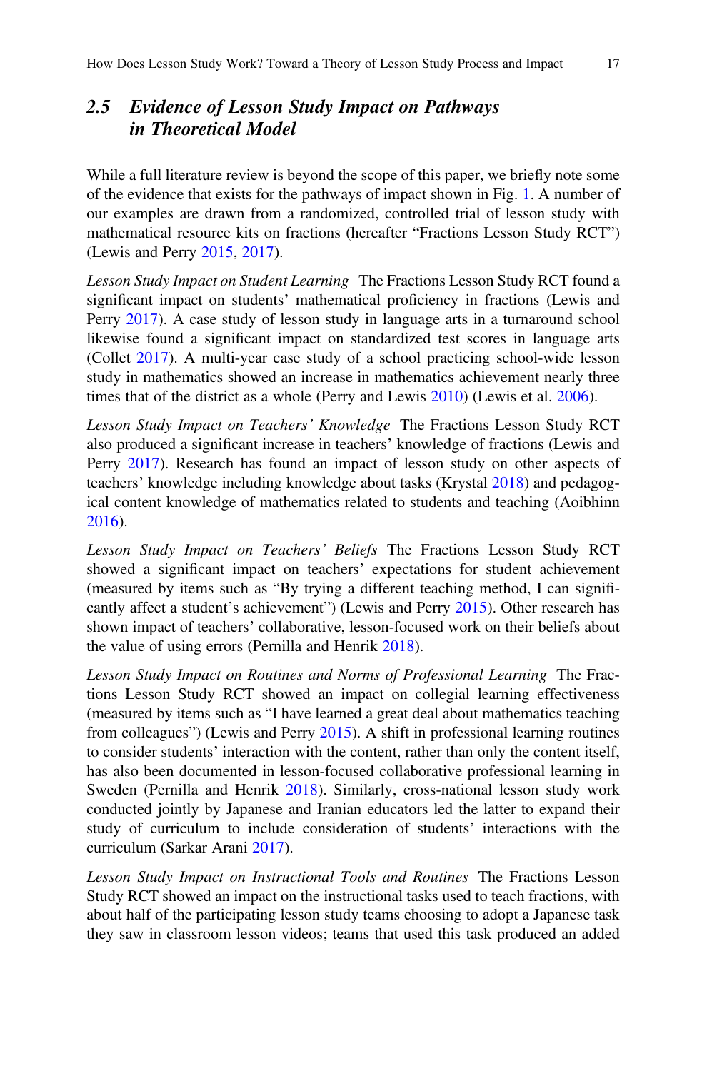## 2.5 *Evidence of Lesson Study Impact on Pathways in Theoretical Model*

While a full literature review is beyond the scope of this paper, we briefly note some of the evidence that exists for the pathways of impact shown in Fig. 1. A number of our examples are drawn from a randomized, controlled trial of lesson study with mathematical resource kits on fractions (hereafter "Fractions Lesson Study RCT") (Lewis and Perry 2015, 2017).

*Lesson Study Impact on Student Learning* The Fractions Lesson Study RCT found a significant impact on students' mathematical proficiency in fractions (Lewis and Perry 2017). A case study of lesson study in language arts in a turnaround school likewise found a significant impact on standardized test scores in language arts (Collet 2017). A multi-year case study of a school practicing school-wide lesson study in mathematics showed an increase in mathematics achievement nearly three times that of the district as a whole (Perry and Lewis 2010) (Lewis et al. 2006).

*Lesson Study Impact on Teachers' Knowledge* The Fractions Lesson Study RCT also produced a significant increase in teachers' knowledge of fractions (Lewis and Perry 2017). Research has found an impact of lesson study on other aspects of teachers' knowledge including knowledge about tasks (Krystal 2018) and pedagogical content knowledge of mathematics related to students and teaching (Aoibhinn 2016).

*Lesson Study Impact on Teachers' Beliefs* The Fractions Lesson Study RCT showed a significant impact on teachers' expectations for student achievement (measured by items such as "By trying a different teaching method, I can significantly affect a student's achievement") (Lewis and Perry 2015). Other research has shown impact of teachers' collaborative, lesson-focused work on their beliefs about the value of using errors (Pernilla and Henrik 2018).

*Lesson Study Impact on Routines and Norms of Professional Learning* The Fractions Lesson Study RCT showed an impact on collegial learning effectiveness (measured by items such as "I have learned a great deal about mathematics teaching from colleagues") (Lewis and Perry 2015). A shift in professional learning routines to consider students' interaction with the content, rather than only the content itself, has also been documented in lesson-focused collaborative professional learning in Sweden (Pernilla and Henrik 2018). Similarly, cross-national lesson study work conducted jointly by Japanese and Iranian educators led the latter to expand their study of curriculum to include consideration of students' interactions with the curriculum (Sarkar Arani 2017).

*Lesson Study Impact on Instructional Tools and Routines* The Fractions Lesson Study RCT showed an impact on the instructional tasks used to teach fractions, with about half of the participating lesson study teams choosing to adopt a Japanese task they saw in classroom lesson videos; teams that used this task produced an added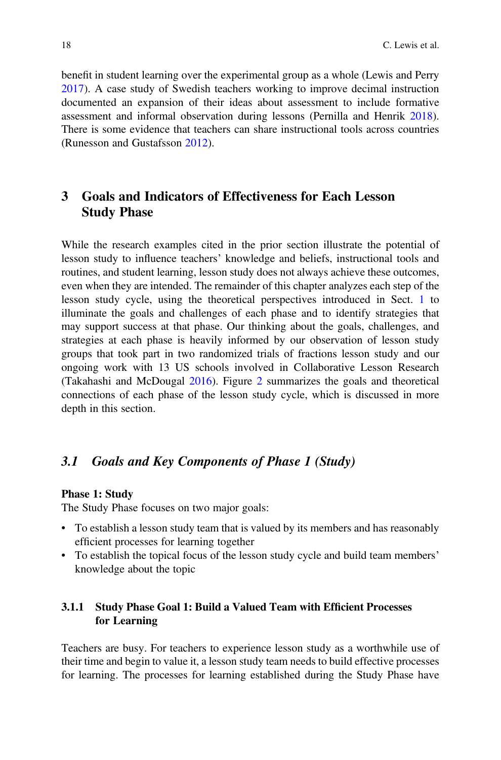benefit in student learning over the experimental group as a whole (Lewis and Perry 2017). A case study of Swedish teachers working to improve decimal instruction documented an expansion of their ideas about assessment to include formative assessment and informal observation during lessons (Pernilla and Henrik 2018). There is some evidence that teachers can share instructional tools across countries (Runesson and Gustafsson 2012).

## 3 Goals and Indicators of Effectiveness for Each Lesson Study Phase

While the research examples cited in the prior section illustrate the potential of lesson study to influence teachers' knowledge and beliefs, instructional tools and routines, and student learning, lesson study does not always achieve these outcomes, even when they are intended. The remainder of this chapter analyzes each step of the lesson study cycle, using the theoretical perspectives introduced in Sect. 1 to illuminate the goals and challenges of each phase and to identify strategies that may support success at that phase. Our thinking about the goals, challenges, and strategies at each phase is heavily informed by our observation of lesson study groups that took part in two randomized trials of fractions lesson study and our ongoing work with 13 US schools involved in Collaborative Lesson Research (Takahashi and McDougal 2016). Figure 2 summarizes the goals and theoretical connections of each phase of the lesson study cycle, which is discussed in more depth in this section.

### *3.1 Goals and Key Components of Phase 1 (Study)*

**Phase 1: Study**

The Study Phase focuses on two major goals:

- To establish a lesson study team that is valued by its members and has reasonably efficient processes for learning together
- To establish the topical focus of the lesson study cycle and build team members' knowledge about the topic

#### 3.1.1 Study Phase Goal 1: Build a Valued Team with Efficient Processes for Learning

Teachers are busy. For teachers to experience lesson study as a worthwhile use of their time and begin to value it, a lesson study team needs to build effective processes for learning. The processes for learning established during the Study Phase have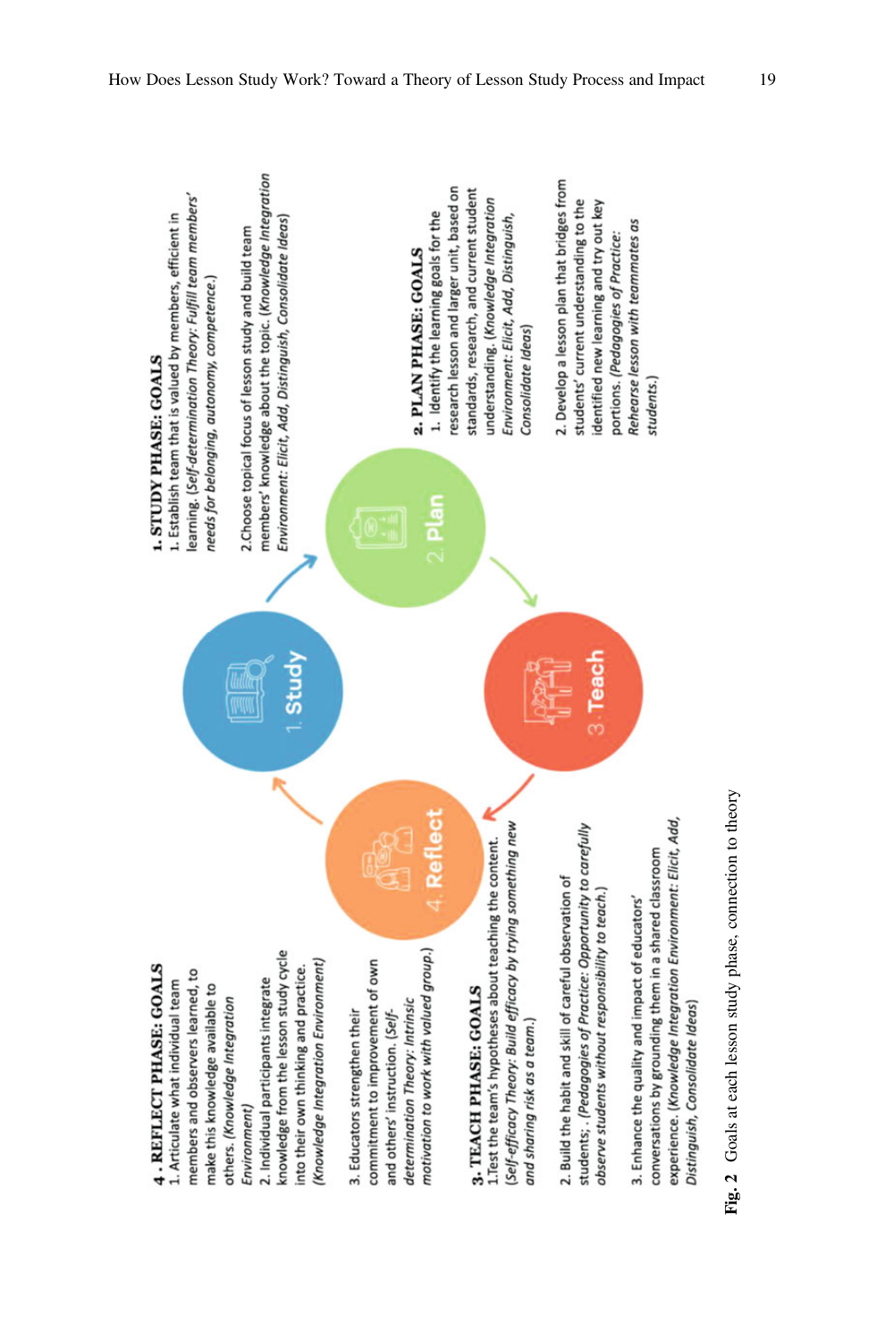**1. STUDY PHASE: GOALS**

1. Establish team that is valued by members, efficient in learning. *(Self-determination Theory: Fulfill team members' needs for belonging, autonomy, competence.)*

2. Choose topical focus of lesson study and build team members' knowledge about the topic. *(Knowledge Integration Environment: Elicit, Add, Distinguish, Consolidate Ideas)*

**2. PLAN PHASE: GOALS**

1. Identify the learning goals for the research lesson and larger unit, based on standards, research, and current student understanding. *(Knowledge Integration Environment: Elicit, Add, Distinguish, Consolidate Ideas)*

2. Develop a lesson plan that bridges from students' current understanding to the identified new learning and try out key portions. *(Pedagogies of Practice: Rehearse lesson with teammates as students.)*

**3. TEACH PHASE: GOALS**

1. Test the team's hypotheses about teaching the content. *(Self-efficacy Theory: Build efficacy by trying something new and sharing risk as a team.)*

2. Build the habit and skill of careful observation of students; *(Pedagogies of Practice: Opportunity to carefully observe students without responsibility to teach.)*

3. Enhance the quality and impact of educators' conversations by grounding them in a shared classroom experience. *(Knowledge Integration Environment: Elicit, Add, Distinguish, Consolidate Ideas)*

**4. REFLECT PHASE: GOALS**

1. Articulate what individual team members and observers learned, to make this knowledge available to others. *(Knowledge Integration Environment)*

2. Individual participants integrate knowledge from the lesson study cycle into their own thinking and practice. *(Knowledge Integration Environment)*

3. Educators strengthen their commitment to improvement of own and others' instruction. *(Self-determination Theory: Intrinsic motivation to work with valued group.)*

**Fig. 2** Goals at each lesson study phase, connection to theory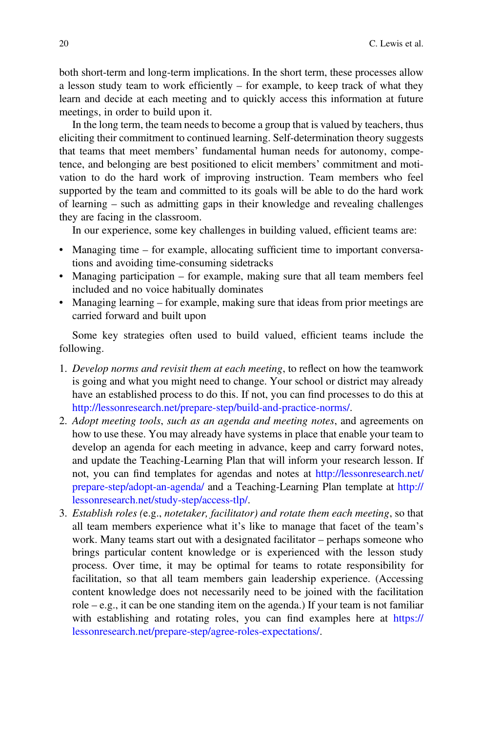both short-term and long-term implications. In the short term, these processes allow a lesson study team to work efficiently – for example, to keep track of what they learn and decide at each meeting and to quickly access this information at future meetings, in order to build upon it.

In the long term, the team needs to become a group that is valued by teachers, thus eliciting their commitment to continued learning. Self-determination theory suggests that teams that meet members' fundamental human needs for autonomy, competence, and belonging are best positioned to elicit members' commitment and motivation to do the hard work of improving instruction. Team members who feel supported by the team and committed to its goals will be able to do the hard work of learning – such as admitting gaps in their knowledge and revealing challenges they are facing in the classroom.

In our experience, some key challenges in building valued, efficient teams are:

- Managing time – for example, allocating sufficient time to important conversations and avoiding time-consuming sidetracks
- Managing participation – for example, making sure that all team members feel included and no voice habitually dominates
- Managing learning – for example, making sure that ideas from prior meetings are carried forward and built upon

Some key strategies often used to build valued, efficient teams include the following.

1. *Develop norms and revisit them at each meeting*, to reflect on how the teamwork is going and what you might need to change. Your school or district may already have an established process to do this. If not, you can find processes to do this at http://lessonresearch.net/prepare-step/build-and-practice-norms/.
2. *Adopt meeting tools*, *such as an agenda and meeting notes*, and agreements on how to use these. You may already have systems in place that enable your team to develop an agenda for each meeting in advance, keep and carry forward notes, and update the Teaching-Learning Plan that will inform your research lesson. If not, you can find templates for agendas and notes at http://lessonresearch.net/prepare-step/adopt-an-agenda/ and a Teaching-Learning Plan template at http://lessonresearch.net/study-step/access-tlp/.
3. *Establish roles (*e.g., *notetaker, facilitator) and rotate them each meeting*, so that all team members experience what it's like to manage that facet of the team's work. Many teams start out with a designated facilitator – perhaps someone who brings particular content knowledge or is experienced with the lesson study process. Over time, it may be optimal for teams to rotate responsibility for facilitation, so that all team members gain leadership experience. (Accessing content knowledge does not necessarily need to be joined with the facilitation role – e.g., it can be one standing item on the agenda.) If your team is not familiar with establishing and rotating roles, you can find examples here at https://lessonresearch.net/prepare-step/agree-roles-expectations/.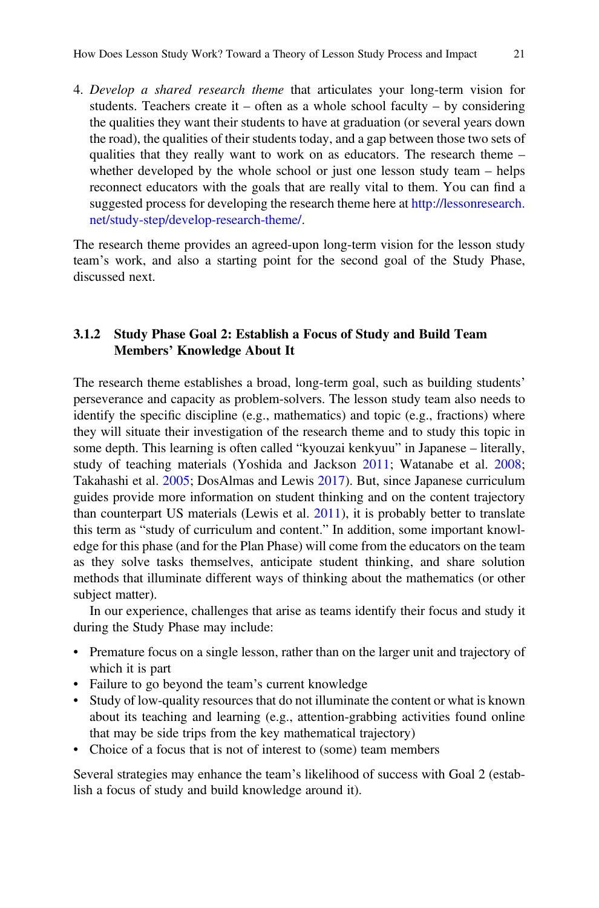4. *Develop a shared research theme* that articulates your long-term vision for students. Teachers create it – often as a whole school faculty – by considering the qualities they want their students to have at graduation (or several years down the road), the qualities of their students today, and a gap between those two sets of qualities that they really want to work on as educators. The research theme – whether developed by the whole school or just one lesson study team – helps reconnect educators with the goals that are really vital to them. You can find a suggested process for developing the research theme here at http://lessonresearch.net/study-step/develop-research-theme/.

The research theme provides an agreed-upon long-term vision for the lesson study team's work, and also a starting point for the second goal of the Study Phase, discussed next.

### 3.1.2 Study Phase Goal 2: Establish a Focus of Study and Build Team Members' Knowledge About It

The research theme establishes a broad, long-term goal, such as building students' perseverance and capacity as problem-solvers. The lesson study team also needs to identify the specific discipline (e.g., mathematics) and topic (e.g., fractions) where they will situate their investigation of the research theme and to study this topic in some depth. This learning is often called "kyouzai kenkyuu" in Japanese – literally, study of teaching materials (Yoshida and Jackson 2011; Watanabe et al. 2008; Takahashi et al. 2005; DosAlmas and Lewis 2017). But, since Japanese curriculum guides provide more information on student thinking and on the content trajectory than counterpart US materials (Lewis et al. 2011), it is probably better to translate this term as "study of curriculum and content." In addition, some important knowledge for this phase (and for the Plan Phase) will come from the educators on the team as they solve tasks themselves, anticipate student thinking, and share solution methods that illuminate different ways of thinking about the mathematics (or other subject matter).

In our experience, challenges that arise as teams identify their focus and study it during the Study Phase may include:

- Premature focus on a single lesson, rather than on the larger unit and trajectory of which it is part
- Failure to go beyond the team's current knowledge
- Study of low-quality resources that do not illuminate the content or what is known about its teaching and learning (e.g., attention-grabbing activities found online that may be side trips from the key mathematical trajectory)
- Choice of a focus that is not of interest to (some) team members

Several strategies may enhance the team's likelihood of success with Goal 2 (establish a focus of study and build knowledge around it).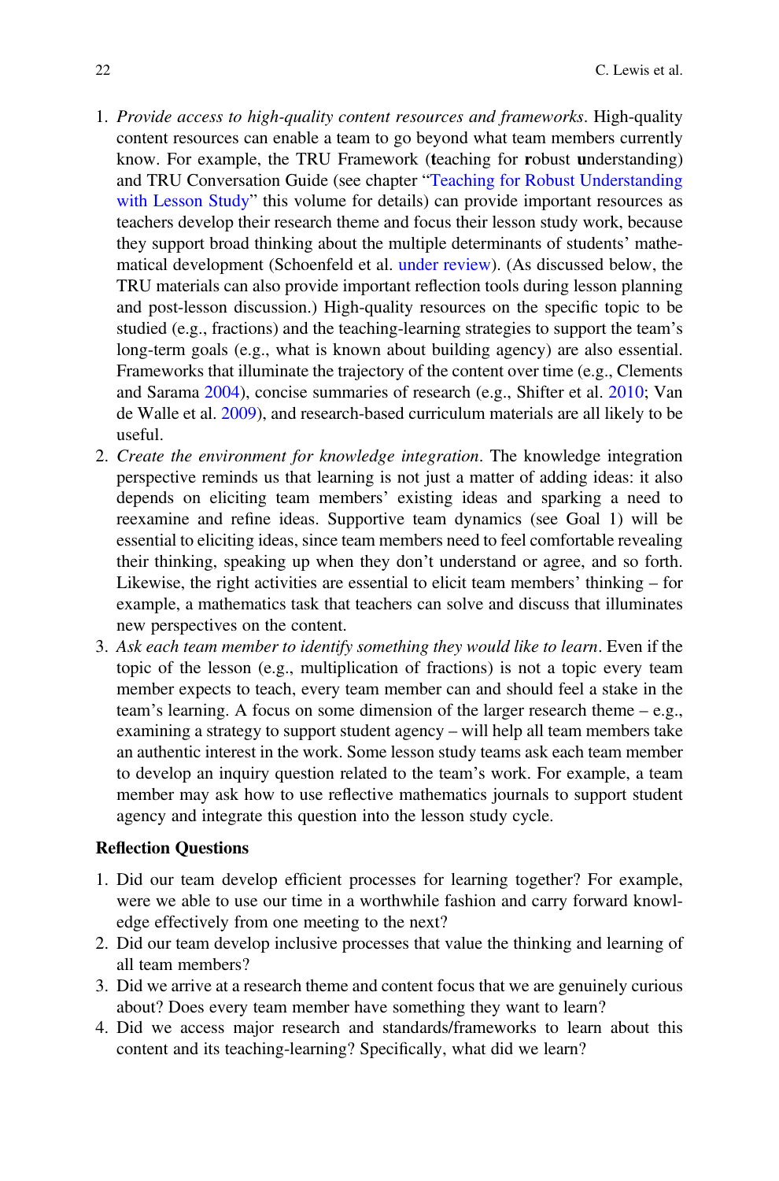1. *Provide access to high-quality content resources and frameworks*. High-quality content resources can enable a team to go beyond what team members currently know. For example, the TRU Framework (**t**eaching for **r**obust **u**nderstanding) and TRU Conversation Guide (see chapter "Teaching for Robust Understanding with Lesson Study" this volume for details) can provide important resources as teachers develop their research theme and focus their lesson study work, because they support broad thinking about the multiple determinants of students' mathematical development (Schoenfeld et al. under review). (As discussed below, the TRU materials can also provide important reflection tools during lesson planning and post-lesson discussion.) High-quality resources on the specific topic to be studied (e.g., fractions) and the teaching-learning strategies to support the team's long-term goals (e.g., what is known about building agency) are also essential. Frameworks that illuminate the trajectory of the content over time (e.g., Clements and Sarama 2004), concise summaries of research (e.g., Shifter et al. 2010; Van de Walle et al. 2009), and research-based curriculum materials are all likely to be useful.
2. *Create the environment for knowledge integration*. The knowledge integration perspective reminds us that learning is not just a matter of adding ideas: it also depends on eliciting team members' existing ideas and sparking a need to reexamine and refine ideas. Supportive team dynamics (see Goal 1) will be essential to eliciting ideas, since team members need to feel comfortable revealing their thinking, speaking up when they don't understand or agree, and so forth. Likewise, the right activities are essential to elicit team members' thinking – for example, a mathematics task that teachers can solve and discuss that illuminates new perspectives on the content.
3. *Ask each team member to identify something they would like to learn*. Even if the topic of the lesson (e.g., multiplication of fractions) is not a topic every team member expects to teach, every team member can and should feel a stake in the team's learning. A focus on some dimension of the larger research theme – e.g., examining a strategy to support student agency – will help all team members take an authentic interest in the work. Some lesson study teams ask each team member to develop an inquiry question related to the team's work. For example, a team member may ask how to use reflective mathematics journals to support student agency and integrate this question into the lesson study cycle.

**Reflection Questions**

1. Did our team develop efficient processes for learning together? For example, were we able to use our time in a worthwhile fashion and carry forward knowledge effectively from one meeting to the next?
2. Did our team develop inclusive processes that value the thinking and learning of all team members?
3. Did we arrive at a research theme and content focus that we are genuinely curious about? Does every team member have something they want to learn?
4. Did we access major research and standards/frameworks to learn about this content and its teaching-learning? Specifically, what did we learn?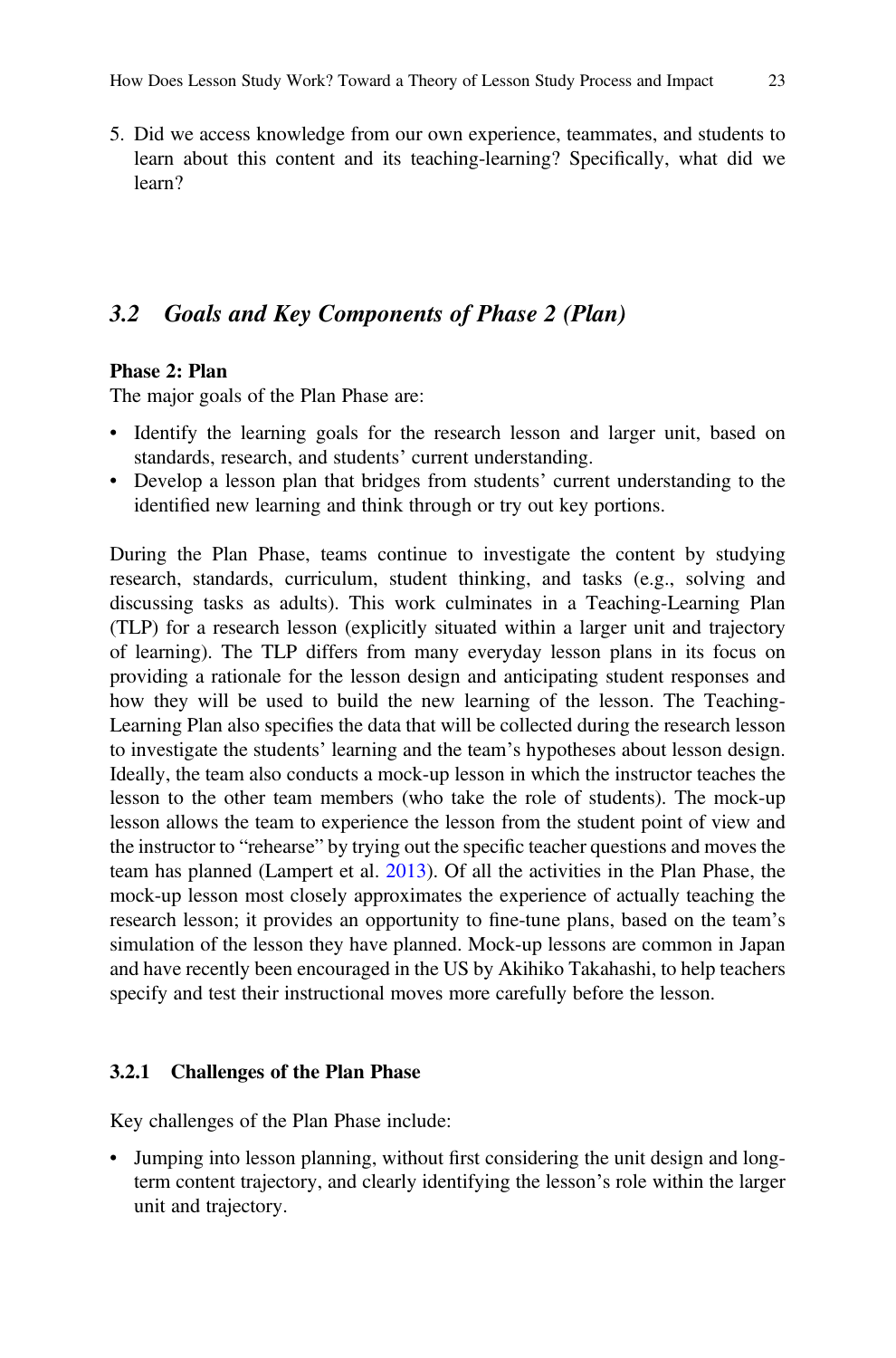5. Did we access knowledge from our own experience, teammates, and students to learn about this content and its teaching-learning? Specifically, what did we learn?

## *3.2 Goals and Key Components of Phase 2 (Plan)*

**Phase 2: Plan**

The major goals of the Plan Phase are:

- Identify the learning goals for the research lesson and larger unit, based on standards, research, and students' current understanding.
- Develop a lesson plan that bridges from students' current understanding to the identified new learning and think through or try out key portions.

During the Plan Phase, teams continue to investigate the content by studying research, standards, curriculum, student thinking, and tasks (e.g., solving and discussing tasks as adults). This work culminates in a Teaching-Learning Plan (TLP) for a research lesson (explicitly situated within a larger unit and trajectory of learning). The TLP differs from many everyday lesson plans in its focus on providing a rationale for the lesson design and anticipating student responses and how they will be used to build the new learning of the lesson. The Teaching-Learning Plan also specifies the data that will be collected during the research lesson to investigate the students' learning and the team's hypotheses about lesson design. Ideally, the team also conducts a mock-up lesson in which the instructor teaches the lesson to the other team members (who take the role of students). The mock-up lesson allows the team to experience the lesson from the student point of view and the instructor to "rehearse" by trying out the specific teacher questions and moves the team has planned (Lampert et al. 2013). Of all the activities in the Plan Phase, the mock-up lesson most closely approximates the experience of actually teaching the research lesson; it provides an opportunity to fine-tune plans, based on the team's simulation of the lesson they have planned. Mock-up lessons are common in Japan and have recently been encouraged in the US by Akihiko Takahashi, to help teachers specify and test their instructional moves more carefully before the lesson.

### 3.2.1 Challenges of the Plan Phase

Key challenges of the Plan Phase include:

- Jumping into lesson planning, without first considering the unit design and long-term content trajectory, and clearly identifying the lesson's role within the larger unit and trajectory.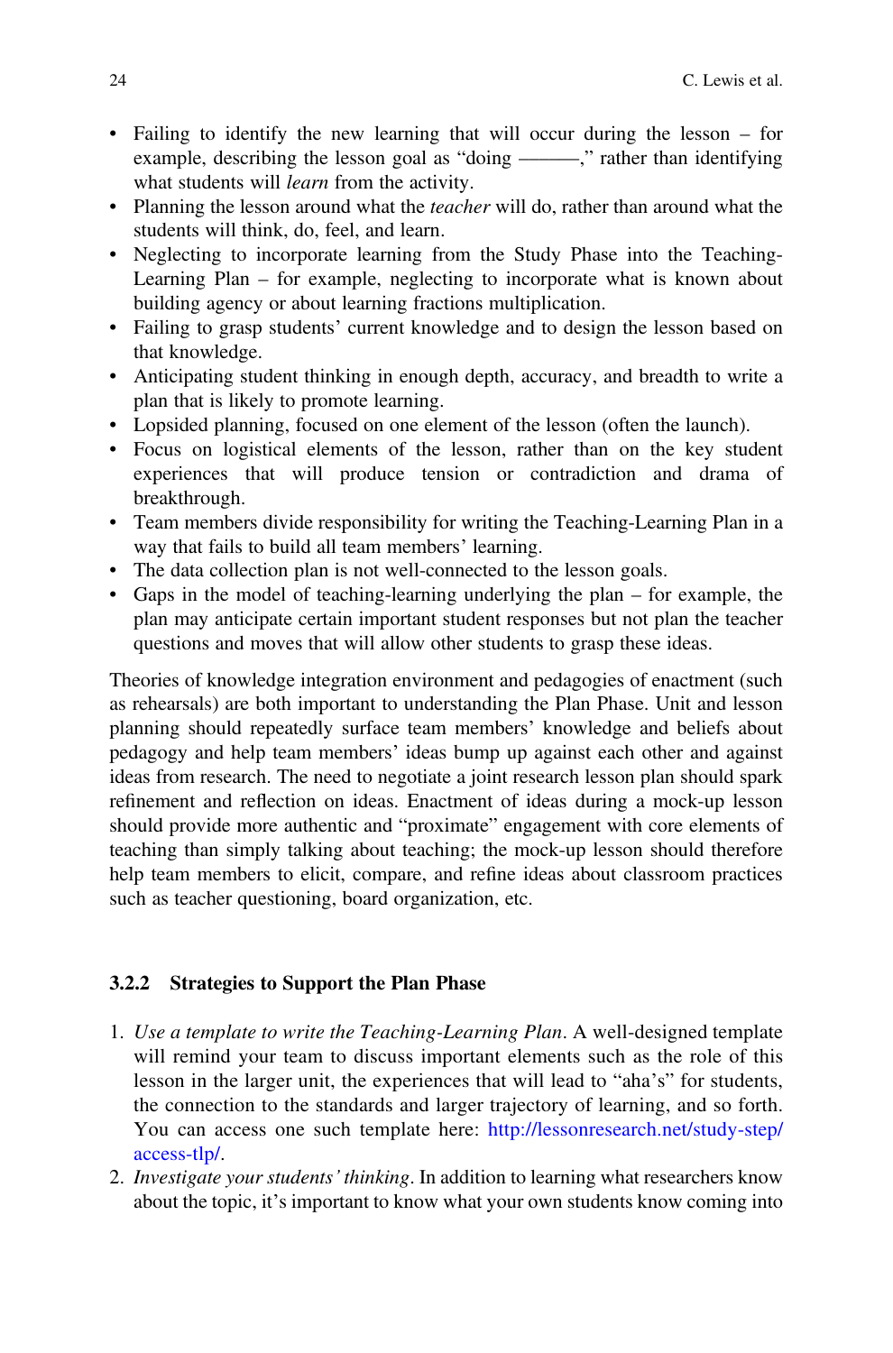- Failing to identify the new learning that will occur during the lesson – for example, describing the lesson goal as "doing ———," rather than identifying what students will *learn* from the activity.
- Planning the lesson around what the *teacher* will do, rather than around what the students will think, do, feel, and learn.
- Neglecting to incorporate learning from the Study Phase into the Teaching-Learning Plan – for example, neglecting to incorporate what is known about building agency or about learning fractions multiplication.
- Failing to grasp students' current knowledge and to design the lesson based on that knowledge.
- Anticipating student thinking in enough depth, accuracy, and breadth to write a plan that is likely to promote learning.
- Lopsided planning, focused on one element of the lesson (often the launch).
- Focus on logistical elements of the lesson, rather than on the key student experiences that will produce tension or contradiction and drama of breakthrough.
- Team members divide responsibility for writing the Teaching-Learning Plan in a way that fails to build all team members' learning.
- The data collection plan is not well-connected to the lesson goals.
- Gaps in the model of teaching-learning underlying the plan – for example, the plan may anticipate certain important student responses but not plan the teacher questions and moves that will allow other students to grasp these ideas.

Theories of knowledge integration environment and pedagogies of enactment (such as rehearsals) are both important to understanding the Plan Phase. Unit and lesson planning should repeatedly surface team members' knowledge and beliefs about pedagogy and help team members' ideas bump up against each other and against ideas from research. The need to negotiate a joint research lesson plan should spark refinement and reflection on ideas. Enactment of ideas during a mock-up lesson should provide more authentic and "proximate" engagement with core elements of teaching than simply talking about teaching; the mock-up lesson should therefore help team members to elicit, compare, and refine ideas about classroom practices such as teacher questioning, board organization, etc.

### 3.2.2 Strategies to Support the Plan Phase

1. *Use a template to write the Teaching-Learning Plan*. A well-designed template will remind your team to discuss important elements such as the role of this lesson in the larger unit, the experiences that will lead to "aha's" for students, the connection to the standards and larger trajectory of learning, and so forth. You can access one such template here: http://lessonresearch.net/study-step/access-tlp/.
2. *Investigate your students' thinking*. In addition to learning what researchers know about the topic, it's important to know what your own students know coming into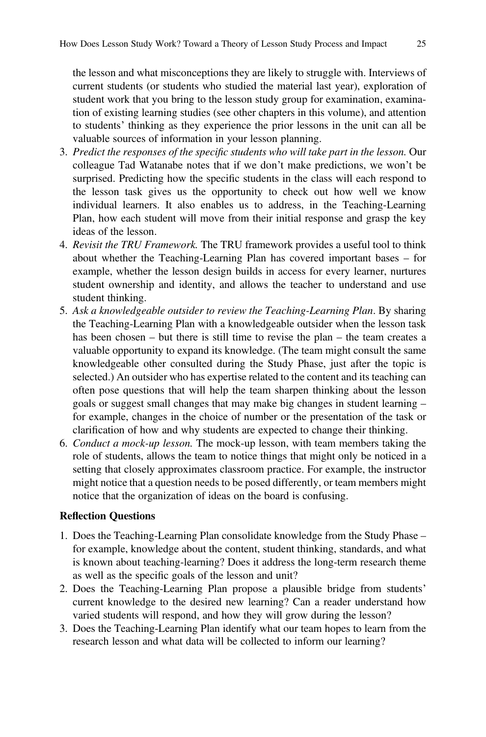the lesson and what misconceptions they are likely to struggle with. Interviews of current students (or students who studied the material last year), exploration of student work that you bring to the lesson study group for examination, examination of existing learning studies (see other chapters in this volume), and attention to students' thinking as they experience the prior lessons in the unit can all be valuable sources of information in your lesson planning.

3. *Predict the responses of the specific students who will take part in the lesson.* Our colleague Tad Watanabe notes that if we don't make predictions, we won't be surprised. Predicting how the specific students in the class will each respond to the lesson task gives us the opportunity to check out how well we know individual learners. It also enables us to address, in the Teaching-Learning Plan, how each student will move from their initial response and grasp the key ideas of the lesson.
4. *Revisit the TRU Framework.* The TRU framework provides a useful tool to think about whether the Teaching-Learning Plan has covered important bases – for example, whether the lesson design builds in access for every learner, nurtures student ownership and identity, and allows the teacher to understand and use student thinking.
5. *Ask a knowledgeable outsider to review the Teaching-Learning Plan*. By sharing the Teaching-Learning Plan with a knowledgeable outsider when the lesson task has been chosen – but there is still time to revise the plan – the team creates a valuable opportunity to expand its knowledge. (The team might consult the same knowledgeable other consulted during the Study Phase, just after the topic is selected.) An outsider who has expertise related to the content and its teaching can often pose questions that will help the team sharpen thinking about the lesson goals or suggest small changes that may make big changes in student learning – for example, changes in the choice of number or the presentation of the task or clarification of how and why students are expected to change their thinking.
6. *Conduct a mock-up lesson.* The mock-up lesson, with team members taking the role of students, allows the team to notice things that might only be noticed in a setting that closely approximates classroom practice. For example, the instructor might notice that a question needs to be posed differently, or team members might notice that the organization of ideas on the board is confusing.

**Reflection Questions**

1. Does the Teaching-Learning Plan consolidate knowledge from the Study Phase – for example, knowledge about the content, student thinking, standards, and what is known about teaching-learning? Does it address the long-term research theme as well as the specific goals of the lesson and unit?
2. Does the Teaching-Learning Plan propose a plausible bridge from students' current knowledge to the desired new learning? Can a reader understand how varied students will respond, and how they will grow during the lesson?
3. Does the Teaching-Learning Plan identify what our team hopes to learn from the research lesson and what data will be collected to inform our learning?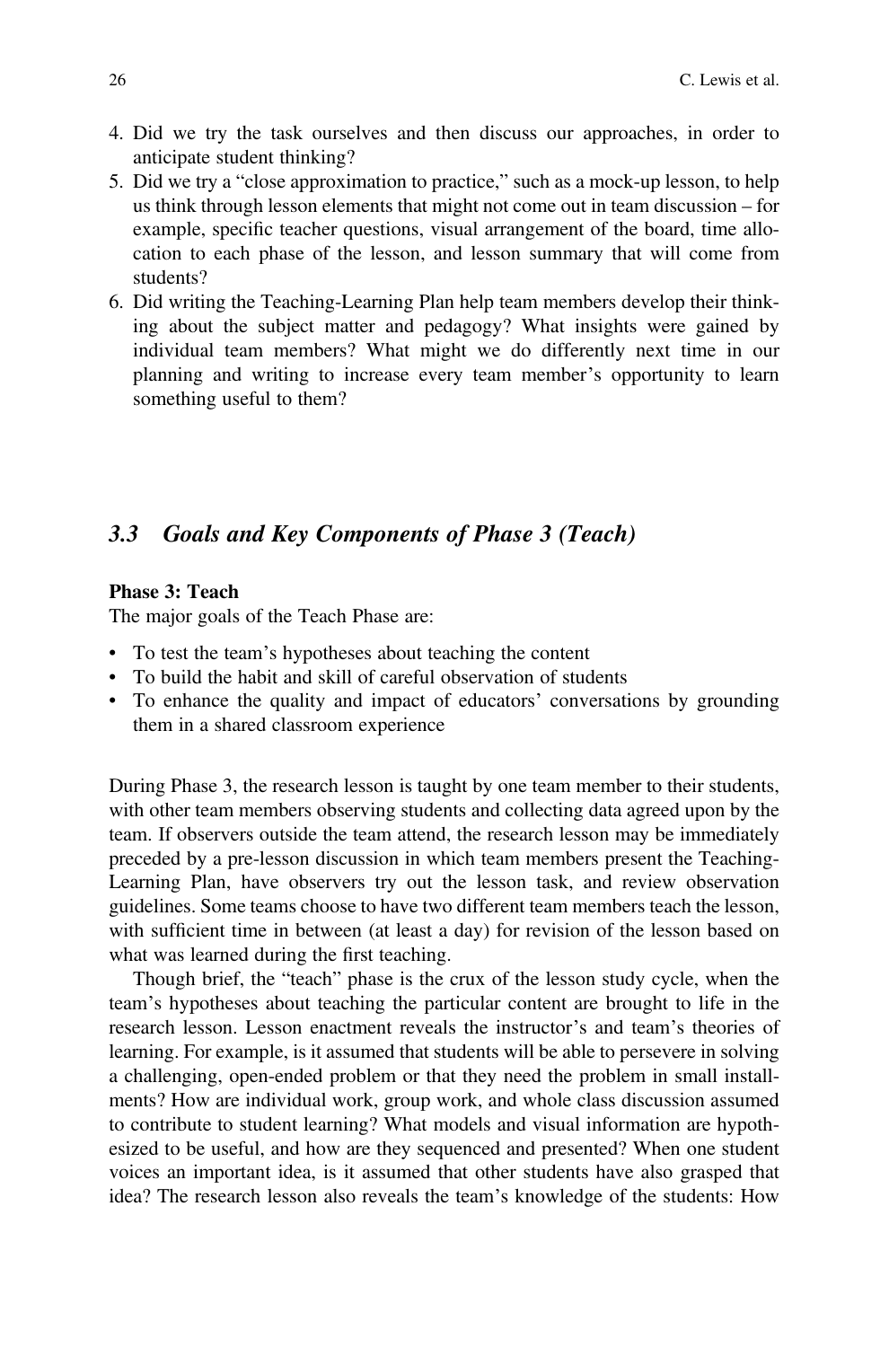4. Did we try the task ourselves and then discuss our approaches, in order to anticipate student thinking?
5. Did we try a "close approximation to practice," such as a mock-up lesson, to help us think through lesson elements that might not come out in team discussion – for example, specific teacher questions, visual arrangement of the board, time allocation to each phase of the lesson, and lesson summary that will come from students?
6. Did writing the Teaching-Learning Plan help team members develop their thinking about the subject matter and pedagogy? What insights were gained by individual team members? What might we do differently next time in our planning and writing to increase every team member's opportunity to learn something useful to them?

### *3.3 Goals and Key Components of Phase 3 (Teach)*

**Phase 3: Teach**

The major goals of the Teach Phase are:

- To test the team's hypotheses about teaching the content
- To build the habit and skill of careful observation of students
- To enhance the quality and impact of educators' conversations by grounding them in a shared classroom experience

During Phase 3, the research lesson is taught by one team member to their students, with other team members observing students and collecting data agreed upon by the team. If observers outside the team attend, the research lesson may be immediately preceded by a pre-lesson discussion in which team members present the Teaching-Learning Plan, have observers try out the lesson task, and review observation guidelines. Some teams choose to have two different team members teach the lesson, with sufficient time in between (at least a day) for revision of the lesson based on what was learned during the first teaching.

Though brief, the "teach" phase is the crux of the lesson study cycle, when the team's hypotheses about teaching the particular content are brought to life in the research lesson. Lesson enactment reveals the instructor's and team's theories of learning. For example, is it assumed that students will be able to persevere in solving a challenging, open-ended problem or that they need the problem in small installments? How are individual work, group work, and whole class discussion assumed to contribute to student learning? What models and visual information are hypothesized to be useful, and how are they sequenced and presented? When one student voices an important idea, is it assumed that other students have also grasped that idea? The research lesson also reveals the team's knowledge of the students: How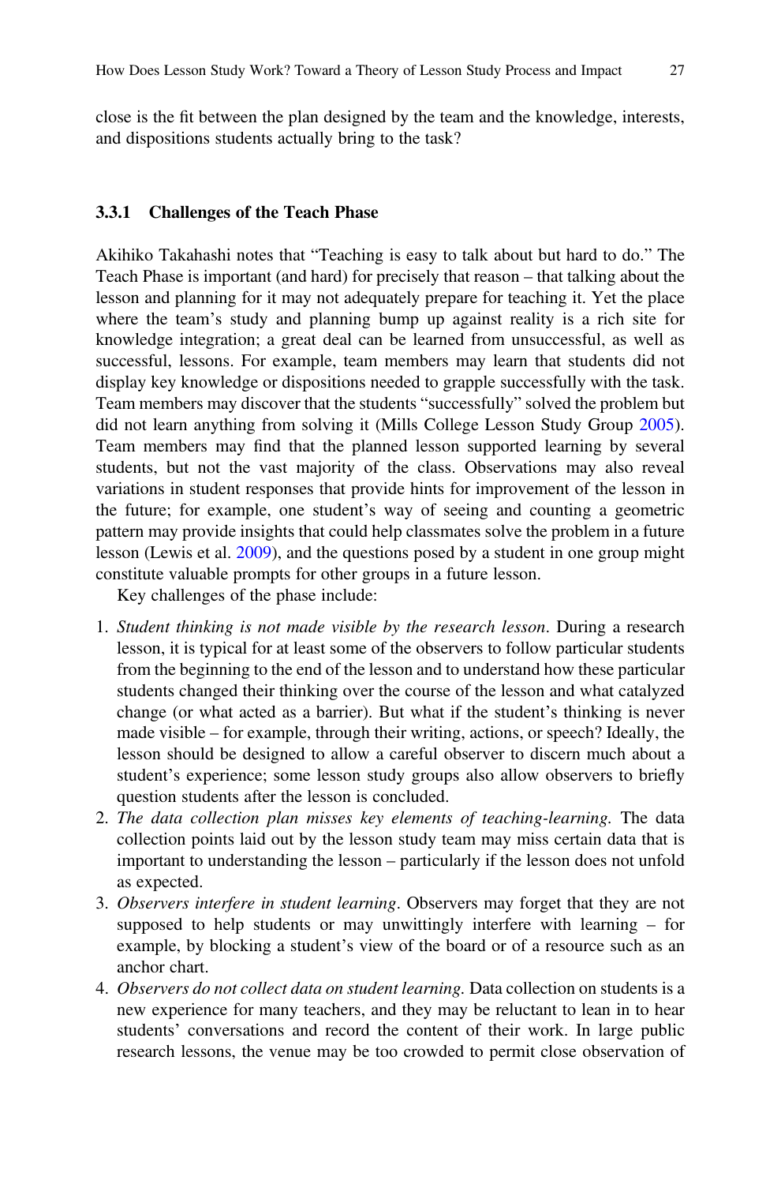close is the fit between the plan designed by the team and the knowledge, interests, and dispositions students actually bring to the task?

### 3.3.1 Challenges of the Teach Phase

Akihiko Takahashi notes that "Teaching is easy to talk about but hard to do." The Teach Phase is important (and hard) for precisely that reason – that talking about the lesson and planning for it may not adequately prepare for teaching it. Yet the place where the team's study and planning bump up against reality is a rich site for knowledge integration; a great deal can be learned from unsuccessful, as well as successful, lessons. For example, team members may learn that students did not display key knowledge or dispositions needed to grapple successfully with the task. Team members may discover that the students "successfully" solved the problem but did not learn anything from solving it (Mills College Lesson Study Group 2005). Team members may find that the planned lesson supported learning by several students, but not the vast majority of the class. Observations may also reveal variations in student responses that provide hints for improvement of the lesson in the future; for example, one student's way of seeing and counting a geometric pattern may provide insights that could help classmates solve the problem in a future lesson (Lewis et al. 2009), and the questions posed by a student in one group might constitute valuable prompts for other groups in a future lesson.

Key challenges of the phase include:

1. *Student thinking is not made visible by the research lesson*. During a research lesson, it is typical for at least some of the observers to follow particular students from the beginning to the end of the lesson and to understand how these particular students changed their thinking over the course of the lesson and what catalyzed change (or what acted as a barrier). But what if the student's thinking is never made visible – for example, through their writing, actions, or speech? Ideally, the lesson should be designed to allow a careful observer to discern much about a student's experience; some lesson study groups also allow observers to briefly question students after the lesson is concluded.
2. *The data collection plan misses key elements of teaching-learning*. The data collection points laid out by the lesson study team may miss certain data that is important to understanding the lesson – particularly if the lesson does not unfold as expected.
3. *Observers interfere in student learning*. Observers may forget that they are not supposed to help students or may unwittingly interfere with learning – for example, by blocking a student's view of the board or of a resource such as an anchor chart.
4. *Observers do not collect data on student learning*. Data collection on students is a new experience for many teachers, and they may be reluctant to lean in to hear students' conversations and record the content of their work. In large public research lessons, the venue may be too crowded to permit close observation of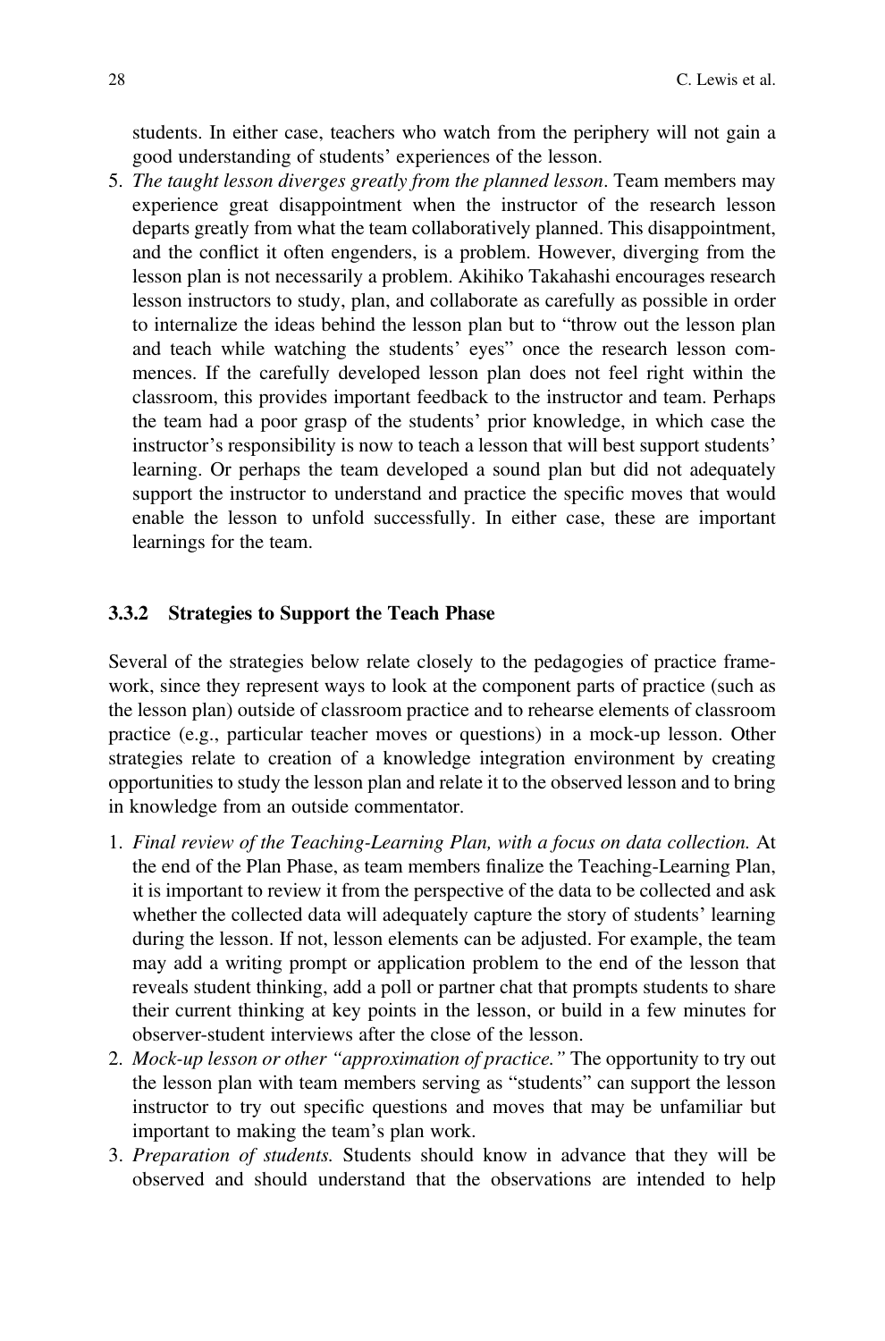students. In either case, teachers who watch from the periphery will not gain a good understanding of students' experiences of the lesson.

5. *The taught lesson diverges greatly from the planned lesson*. Team members may experience great disappointment when the instructor of the research lesson departs greatly from what the team collaboratively planned. This disappointment, and the conflict it often engenders, is a problem. However, diverging from the lesson plan is not necessarily a problem. Akihiko Takahashi encourages research lesson instructors to study, plan, and collaborate as carefully as possible in order to internalize the ideas behind the lesson plan but to "throw out the lesson plan and teach while watching the students' eyes" once the research lesson commences. If the carefully developed lesson plan does not feel right within the classroom, this provides important feedback to the instructor and team. Perhaps the team had a poor grasp of the students' prior knowledge, in which case the instructor's responsibility is now to teach a lesson that will best support students' learning. Or perhaps the team developed a sound plan but did not adequately support the instructor to understand and practice the specific moves that would enable the lesson to unfold successfully. In either case, these are important learnings for the team.

### 3.3.2 Strategies to Support the Teach Phase

Several of the strategies below relate closely to the pedagogies of practice framework, since they represent ways to look at the component parts of practice (such as the lesson plan) outside of classroom practice and to rehearse elements of classroom practice (e.g., particular teacher moves or questions) in a mock-up lesson. Other strategies relate to creation of a knowledge integration environment by creating opportunities to study the lesson plan and relate it to the observed lesson and to bring in knowledge from an outside commentator.

1. *Final review of the Teaching-Learning Plan, with a focus on data collection.* At the end of the Plan Phase, as team members finalize the Teaching-Learning Plan, it is important to review it from the perspective of the data to be collected and ask whether the collected data will adequately capture the story of students' learning during the lesson. If not, lesson elements can be adjusted. For example, the team may add a writing prompt or application problem to the end of the lesson that reveals student thinking, add a poll or partner chat that prompts students to share their current thinking at key points in the lesson, or build in a few minutes for observer-student interviews after the close of the lesson.
2. *Mock-up lesson or other "approximation of practice."* The opportunity to try out the lesson plan with team members serving as "students" can support the lesson instructor to try out specific questions and moves that may be unfamiliar but important to making the team's plan work.
3. *Preparation of students.* Students should know in advance that they will be observed and should understand that the observations are intended to help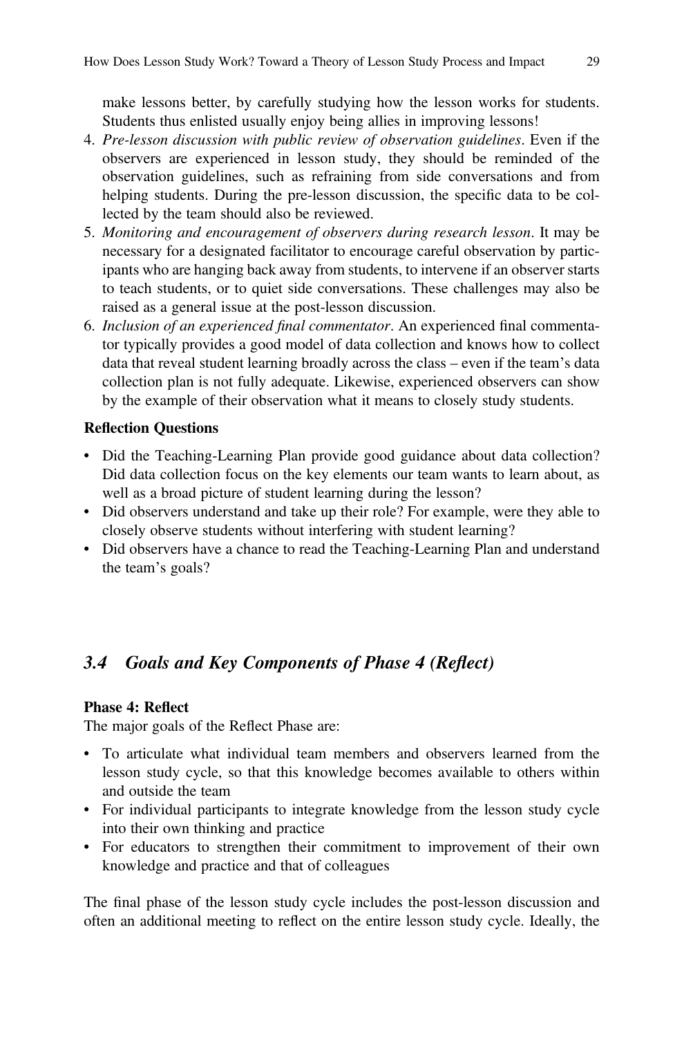make lessons better, by carefully studying how the lesson works for students. Students thus enlisted usually enjoy being allies in improving lessons!

4. *Pre-lesson discussion with public review of observation guidelines*. Even if the observers are experienced in lesson study, they should be reminded of the observation guidelines, such as refraining from side conversations and from helping students. During the pre-lesson discussion, the specific data to be collected by the team should also be reviewed.
5. *Monitoring and encouragement of observers during research lesson*. It may be necessary for a designated facilitator to encourage careful observation by participants who are hanging back away from students, to intervene if an observer starts to teach students, or to quiet side conversations. These challenges may also be raised as a general issue at the post-lesson discussion.
6. *Inclusion of an experienced final commentator*. An experienced final commentator typically provides a good model of data collection and knows how to collect data that reveal student learning broadly across the class – even if the team's data collection plan is not fully adequate. Likewise, experienced observers can show by the example of their observation what it means to closely study students.

**Reflection Questions**

- Did the Teaching-Learning Plan provide good guidance about data collection? Did data collection focus on the key elements our team wants to learn about, as well as a broad picture of student learning during the lesson?
- Did observers understand and take up their role? For example, were they able to closely observe students without interfering with student learning?
- Did observers have a chance to read the Teaching-Learning Plan and understand the team's goals?

## *3.4 Goals and Key Components of Phase 4 (Reflect)*

**Phase 4: Reflect**

The major goals of the Reflect Phase are:

- To articulate what individual team members and observers learned from the lesson study cycle, so that this knowledge becomes available to others within and outside the team
- For individual participants to integrate knowledge from the lesson study cycle into their own thinking and practice
- For educators to strengthen their commitment to improvement of their own knowledge and practice and that of colleagues

The final phase of the lesson study cycle includes the post-lesson discussion and often an additional meeting to reflect on the entire lesson study cycle. Ideally, the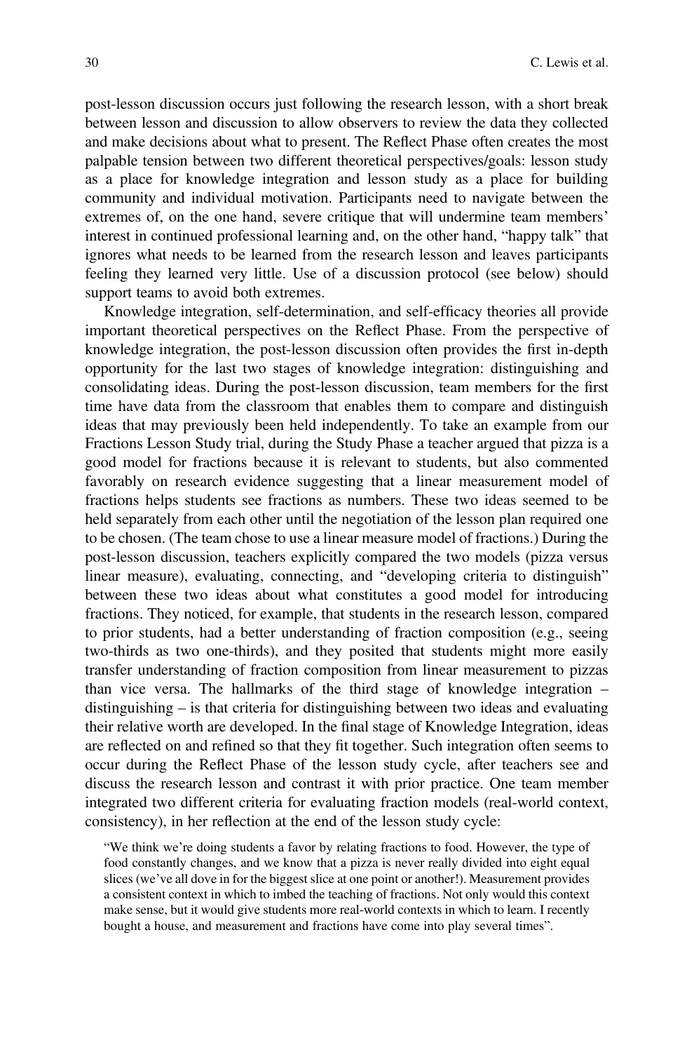post-lesson discussion occurs just following the research lesson, with a short break between lesson and discussion to allow observers to review the data they collected and make decisions about what to present. The Reflect Phase often creates the most palpable tension between two different theoretical perspectives/goals: lesson study as a place for knowledge integration and lesson study as a place for building community and individual motivation. Participants need to navigate between the extremes of, on the one hand, severe critique that will undermine team members' interest in continued professional learning and, on the other hand, "happy talk" that ignores what needs to be learned from the research lesson and leaves participants feeling they learned very little. Use of a discussion protocol (see below) should support teams to avoid both extremes.

Knowledge integration, self-determination, and self-efficacy theories all provide important theoretical perspectives on the Reflect Phase. From the perspective of knowledge integration, the post-lesson discussion often provides the first in-depth opportunity for the last two stages of knowledge integration: distinguishing and consolidating ideas. During the post-lesson discussion, team members for the first time have data from the classroom that enables them to compare and distinguish ideas that may previously been held independently. To take an example from our Fractions Lesson Study trial, during the Study Phase a teacher argued that pizza is a good model for fractions because it is relevant to students, but also commented favorably on research evidence suggesting that a linear measurement model of fractions helps students see fractions as numbers. These two ideas seemed to be held separately from each other until the negotiation of the lesson plan required one to be chosen. (The team chose to use a linear measure model of fractions.) During the post-lesson discussion, teachers explicitly compared the two models (pizza versus linear measure), evaluating, connecting, and "developing criteria to distinguish" between these two ideas about what constitutes a good model for introducing fractions. They noticed, for example, that students in the research lesson, compared to prior students, had a better understanding of fraction composition (e.g., seeing two-thirds as two one-thirds), and they posited that students might more easily transfer understanding of fraction composition from linear measurement to pizzas than vice versa. The hallmarks of the third stage of knowledge integration – distinguishing – is that criteria for distinguishing between two ideas and evaluating their relative worth are developed. In the final stage of Knowledge Integration, ideas are reflected on and refined so that they fit together. Such integration often seems to occur during the Reflect Phase of the lesson study cycle, after teachers see and discuss the research lesson and contrast it with prior practice. One team member integrated two different criteria for evaluating fraction models (real-world context, consistency), in her reflection at the end of the lesson study cycle:

> "We think we're doing students a favor by relating fractions to food. However, the type of food constantly changes, and we know that a pizza is never really divided into eight equal slices (we've all dove in for the biggest slice at one point or another!). Measurement provides a consistent context in which to imbed the teaching of fractions. Not only would this context make sense, but it would give students more real-world contexts in which to learn. I recently bought a house, and measurement and fractions have come into play several times".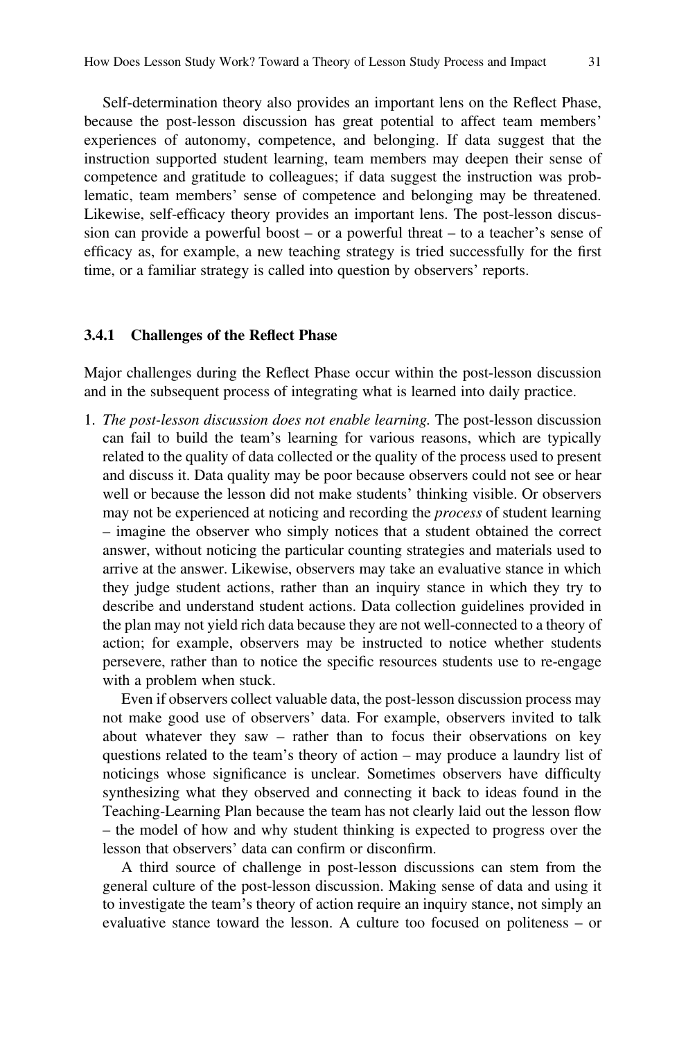Self-determination theory also provides an important lens on the Reflect Phase, because the post-lesson discussion has great potential to affect team members' experiences of autonomy, competence, and belonging. If data suggest that the instruction supported student learning, team members may deepen their sense of competence and gratitude to colleagues; if data suggest the instruction was problematic, team members' sense of competence and belonging may be threatened. Likewise, self-efficacy theory provides an important lens. The post-lesson discussion can provide a powerful boost – or a powerful threat – to a teacher's sense of efficacy as, for example, a new teaching strategy is tried successfully for the first time, or a familiar strategy is called into question by observers' reports.

### 3.4.1 Challenges of the Reflect Phase

Major challenges during the Reflect Phase occur within the post-lesson discussion and in the subsequent process of integrating what is learned into daily practice.

1. *The post-lesson discussion does not enable learning.* The post-lesson discussion can fail to build the team's learning for various reasons, which are typically related to the quality of data collected or the quality of the process used to present and discuss it. Data quality may be poor because observers could not see or hear well or because the lesson did not make students' thinking visible. Or observers may not be experienced at noticing and recording the *process* of student learning – imagine the observer who simply notices that a student obtained the correct answer, without noticing the particular counting strategies and materials used to arrive at the answer. Likewise, observers may take an evaluative stance in which they judge student actions, rather than an inquiry stance in which they try to describe and understand student actions. Data collection guidelines provided in the plan may not yield rich data because they are not well-connected to a theory of action; for example, observers may be instructed to notice whether students persevere, rather than to notice the specific resources students use to re-engage with a problem when stuck.

   Even if observers collect valuable data, the post-lesson discussion process may not make good use of observers' data. For example, observers invited to talk about whatever they saw – rather than to focus their observations on key questions related to the team's theory of action – may produce a laundry list of noticings whose significance is unclear. Sometimes observers have difficulty synthesizing what they observed and connecting it back to ideas found in the Teaching-Learning Plan because the team has not clearly laid out the lesson flow – the model of how and why student thinking is expected to progress over the lesson that observers' data can confirm or disconfirm.

   A third source of challenge in post-lesson discussions can stem from the general culture of the post-lesson discussion. Making sense of data and using it to investigate the team's theory of action require an inquiry stance, not simply an evaluative stance toward the lesson. A culture too focused on politeness – or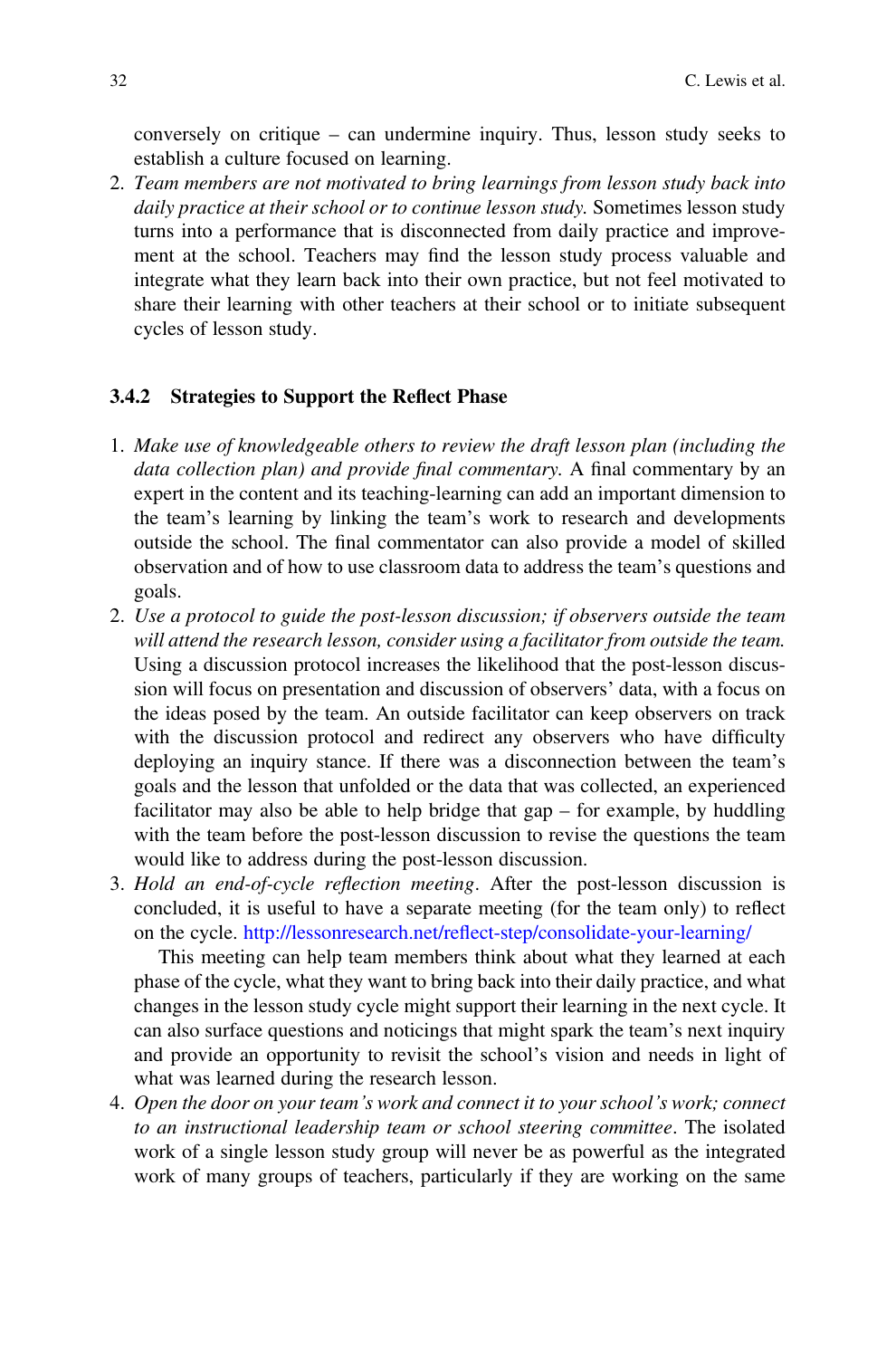conversely on critique – can undermine inquiry. Thus, lesson study seeks to establish a culture focused on learning.

2. *Team members are not motivated to bring learnings from lesson study back into daily practice at their school or to continue lesson study.* Sometimes lesson study turns into a performance that is disconnected from daily practice and improvement at the school. Teachers may find the lesson study process valuable and integrate what they learn back into their own practice, but not feel motivated to share their learning with other teachers at their school or to initiate subsequent cycles of lesson study.

### 3.4.2 Strategies to Support the Reflect Phase

1. *Make use of knowledgeable others to review the draft lesson plan (including the data collection plan) and provide final commentary.* A final commentary by an expert in the content and its teaching-learning can add an important dimension to the team's learning by linking the team's work to research and developments outside the school. The final commentator can also provide a model of skilled observation and of how to use classroom data to address the team's questions and goals.
2. *Use a protocol to guide the post-lesson discussion; if observers outside the team will attend the research lesson, consider using a facilitator from outside the team.* Using a discussion protocol increases the likelihood that the post-lesson discussion will focus on presentation and discussion of observers' data, with a focus on the ideas posed by the team. An outside facilitator can keep observers on track with the discussion protocol and redirect any observers who have difficulty deploying an inquiry stance. If there was a disconnection between the team's goals and the lesson that unfolded or the data that was collected, an experienced facilitator may also be able to help bridge that gap – for example, by huddling with the team before the post-lesson discussion to revise the questions the team would like to address during the post-lesson discussion.
3. *Hold an end-of-cycle reflection meeting*. After the post-lesson discussion is concluded, it is useful to have a separate meeting (for the team only) to reflect on the cycle. http://lessonresearch.net/reflect-step/consolidate-your-learning/

   This meeting can help team members think about what they learned at each phase of the cycle, what they want to bring back into their daily practice, and what changes in the lesson study cycle might support their learning in the next cycle. It can also surface questions and noticings that might spark the team's next inquiry and provide an opportunity to revisit the school's vision and needs in light of what was learned during the research lesson.
4. *Open the door on your team's work and connect it to your school's work; connect to an instructional leadership team or school steering committee*. The isolated work of a single lesson study group will never be as powerful as the integrated work of many groups of teachers, particularly if they are working on the same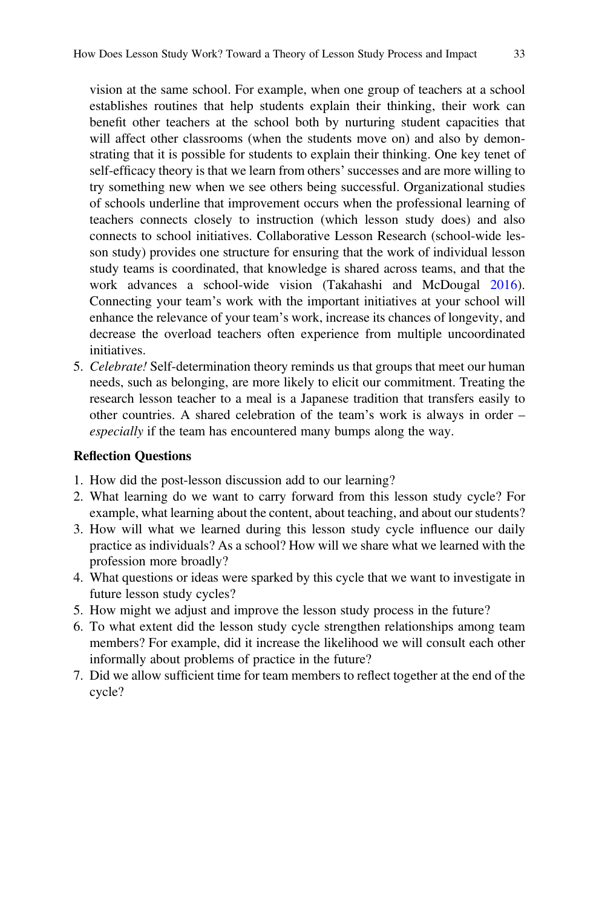vision at the same school. For example, when one group of teachers at a school establishes routines that help students explain their thinking, their work can benefit other teachers at the school both by nurturing student capacities that will affect other classrooms (when the students move on) and also by demonstrating that it is possible for students to explain their thinking. One key tenet of self-efficacy theory is that we learn from others' successes and are more willing to try something new when we see others being successful. Organizational studies of schools underline that improvement occurs when the professional learning of teachers connects closely to instruction (which lesson study does) and also connects to school initiatives. Collaborative Lesson Research (school-wide lesson study) provides one structure for ensuring that the work of individual lesson study teams is coordinated, that knowledge is shared across teams, and that the work advances a school-wide vision (Takahashi and McDougal 2016). Connecting your team's work with the important initiatives at your school will enhance the relevance of your team's work, increase its chances of longevity, and decrease the overload teachers often experience from multiple uncoordinated initiatives.

5. *Celebrate!* Self-determination theory reminds us that groups that meet our human needs, such as belonging, are more likely to elicit our commitment. Treating the research lesson teacher to a meal is a Japanese tradition that transfers easily to other countries. A shared celebration of the team's work is always in order – *especially* if the team has encountered many bumps along the way.

**Reflection Questions**

1. How did the post-lesson discussion add to our learning?
2. What learning do we want to carry forward from this lesson study cycle? For example, what learning about the content, about teaching, and about our students?
3. How will what we learned during this lesson study cycle influence our daily practice as individuals? As a school? How will we share what we learned with the profession more broadly?
4. What questions or ideas were sparked by this cycle that we want to investigate in future lesson study cycles?
5. How might we adjust and improve the lesson study process in the future?
6. To what extent did the lesson study cycle strengthen relationships among team members? For example, did it increase the likelihood we will consult each other informally about problems of practice in the future?
7. Did we allow sufficient time for team members to reflect together at the end of the cycle?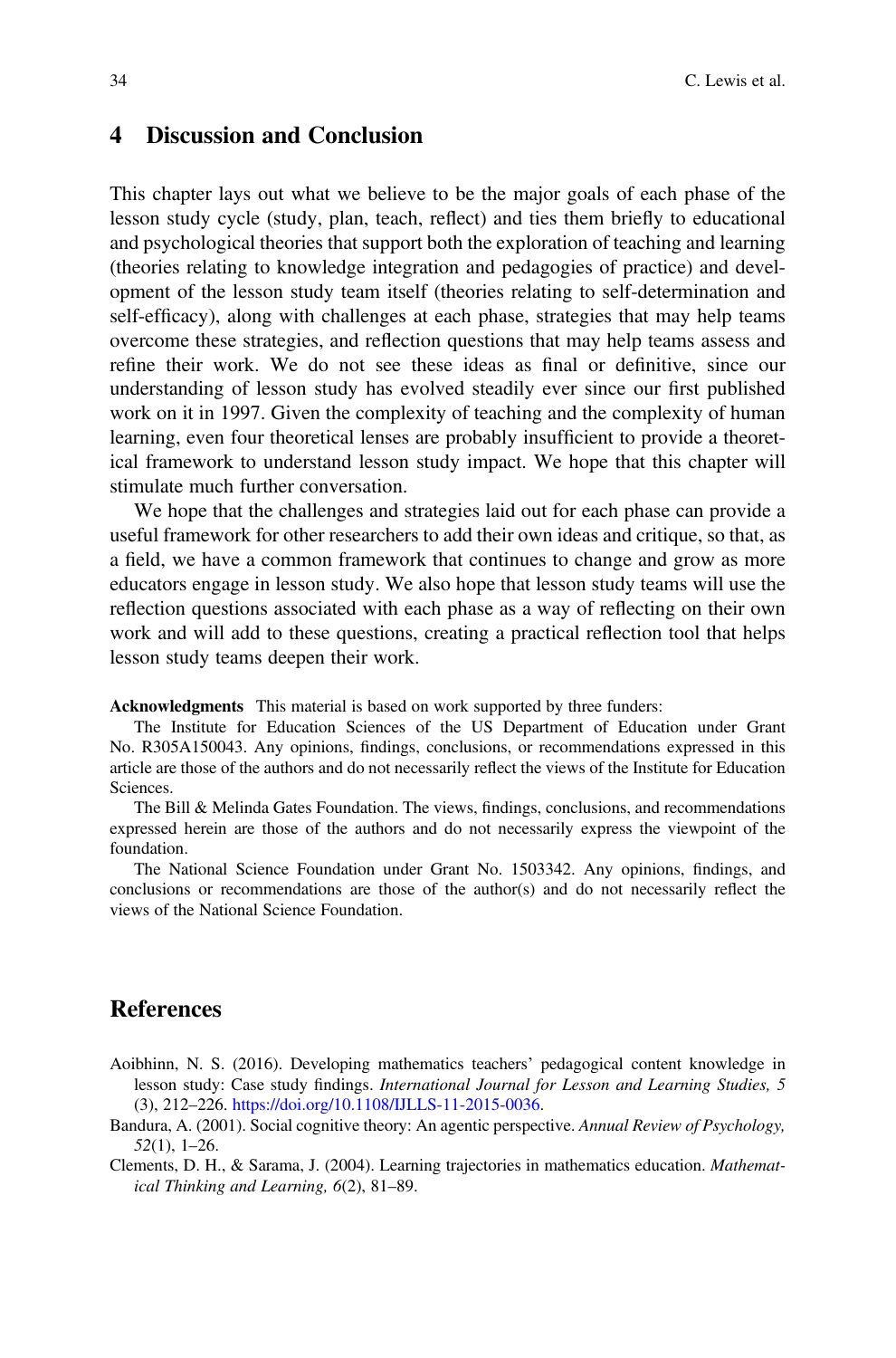## 4 Discussion and Conclusion

This chapter lays out what we believe to be the major goals of each phase of the lesson study cycle (study, plan, teach, reflect) and ties them briefly to educational and psychological theories that support both the exploration of teaching and learning (theories relating to knowledge integration and pedagogies of practice) and development of the lesson study team itself (theories relating to self-determination and self-efficacy), along with challenges at each phase, strategies that may help teams overcome these strategies, and reflection questions that may help teams assess and refine their work. We do not see these ideas as final or definitive, since our understanding of lesson study has evolved steadily ever since our first published work on it in 1997. Given the complexity of teaching and the complexity of human learning, even four theoretical lenses are probably insufficient to provide a theoretical framework to understand lesson study impact. We hope that this chapter will stimulate much further conversation.

We hope that the challenges and strategies laid out for each phase can provide a useful framework for other researchers to add their own ideas and critique, so that, as a field, we have a common framework that continues to change and grow as more educators engage in lesson study. We also hope that lesson study teams will use the reflection questions associated with each phase as a way of reflecting on their own work and will add to these questions, creating a practical reflection tool that helps lesson study teams deepen their work.

**Acknowledgments** This material is based on work supported by three funders:

The Institute for Education Sciences of the US Department of Education under Grant No. R305A150043. Any opinions, findings, conclusions, or recommendations expressed in this article are those of the authors and do not necessarily reflect the views of the Institute for Education Sciences.

The Bill & Melinda Gates Foundation. The views, findings, conclusions, and recommendations expressed herein are those of the authors and do not necessarily express the viewpoint of the foundation.

The National Science Foundation under Grant No. 1503342. Any opinions, findings, and conclusions or recommendations are those of the author(s) and do not necessarily reflect the views of the National Science Foundation.

## References

Aoibhinn, N. S. (2016). Developing mathematics teachers' pedagogical content knowledge in lesson study: Case study findings. *International Journal for Lesson and Learning Studies, 5* (3), 212–226. https://doi.org/10.1108/IJLLS-11-2015-0036.

Bandura, A. (2001). Social cognitive theory: An agentic perspective. *Annual Review of Psychology, 52*(1), 1–26.

Clements, D. H., & Sarama, J. (2004). Learning trajectories in mathematics education. *Mathematical Thinking and Learning, 6*(2), 81–89.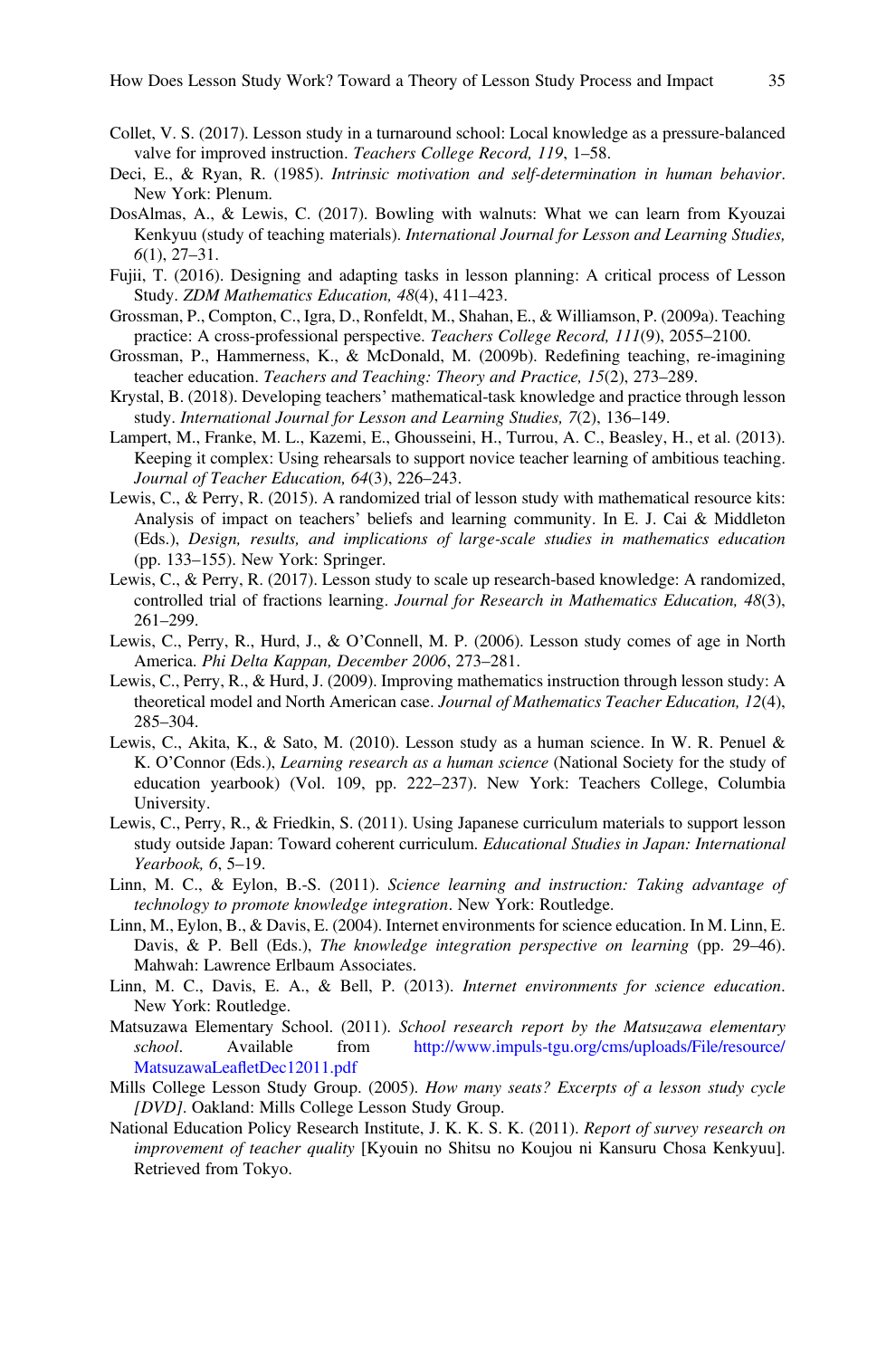Collet, V. S. (2017). Lesson study in a turnaround school: Local knowledge as a pressure-balanced valve for improved instruction. *Teachers College Record, 119*, 1–58.

Deci, E., & Ryan, R. (1985). *Intrinsic motivation and self-determination in human behavior*. New York: Plenum.

DosAlmas, A., & Lewis, C. (2017). Bowling with walnuts: What we can learn from Kyouzai Kenkyuu (study of teaching materials). *International Journal for Lesson and Learning Studies, 6*(1), 27–31.

Fujii, T. (2016). Designing and adapting tasks in lesson planning: A critical process of Lesson Study. *ZDM Mathematics Education, 48*(4), 411–423.

Grossman, P., Compton, C., Igra, D., Ronfeldt, M., Shahan, E., & Williamson, P. (2009a). Teaching practice: A cross-professional perspective. *Teachers College Record, 111*(9), 2055–2100.

Grossman, P., Hammerness, K., & McDonald, M. (2009b). Redefining teaching, re-imagining teacher education. *Teachers and Teaching: Theory and Practice, 15*(2), 273–289.

Krystal, B. (2018). Developing teachers' mathematical-task knowledge and practice through lesson study. *International Journal for Lesson and Learning Studies, 7*(2), 136–149.

Lampert, M., Franke, M. L., Kazemi, E., Ghousseini, H., Turrou, A. C., Beasley, H., et al. (2013). Keeping it complex: Using rehearsals to support novice teacher learning of ambitious teaching. *Journal of Teacher Education, 64*(3), 226–243.

Lewis, C., & Perry, R. (2015). A randomized trial of lesson study with mathematical resource kits: Analysis of impact on teachers' beliefs and learning community. In E. J. Cai & Middleton (Eds.), *Design, results, and implications of large-scale studies in mathematics education* (pp. 133–155). New York: Springer.

Lewis, C., & Perry, R. (2017). Lesson study to scale up research-based knowledge: A randomized, controlled trial of fractions learning. *Journal for Research in Mathematics Education, 48*(3), 261–299.

Lewis, C., Perry, R., Hurd, J., & O'Connell, M. P. (2006). Lesson study comes of age in North America. *Phi Delta Kappan, December 2006*, 273–281.

Lewis, C., Perry, R., & Hurd, J. (2009). Improving mathematics instruction through lesson study: A theoretical model and North American case. *Journal of Mathematics Teacher Education, 12*(4), 285–304.

Lewis, C., Akita, K., & Sato, M. (2010). Lesson study as a human science. In W. R. Penuel & K. O'Connor (Eds.), *Learning research as a human science* (National Society for the study of education yearbook) (Vol. 109, pp. 222–237). New York: Teachers College, Columbia University.

Lewis, C., Perry, R., & Friedkin, S. (2011). Using Japanese curriculum materials to support lesson study outside Japan: Toward coherent curriculum. *Educational Studies in Japan: International Yearbook, 6*, 5–19.

Linn, M. C., & Eylon, B.-S. (2011). *Science learning and instruction: Taking advantage of technology to promote knowledge integration*. New York: Routledge.

Linn, M., Eylon, B., & Davis, E. (2004). Internet environments for science education. In M. Linn, E. Davis, & P. Bell (Eds.), *The knowledge integration perspective on learning* (pp. 29–46). Mahwah: Lawrence Erlbaum Associates.

Linn, M. C., Davis, E. A., & Bell, P. (2013). *Internet environments for science education*. New York: Routledge.

Matsuzawa Elementary School. (2011). *School research report by the Matsuzawa elementary school*. Available from http://www.impuls-tgu.org/cms/uploads/File/resource/MatsuzawaLeafletDec12011.pdf

Mills College Lesson Study Group. (2005). *How many seats? Excerpts of a lesson study cycle [DVD]*. Oakland: Mills College Lesson Study Group.

National Education Policy Research Institute, J. K. K. S. K. (2011). *Report of survey research on improvement of teacher quality* [Kyouin no Shitsu no Koujou ni Kansuru Chosa Kenkyuu]. Retrieved from Tokyo.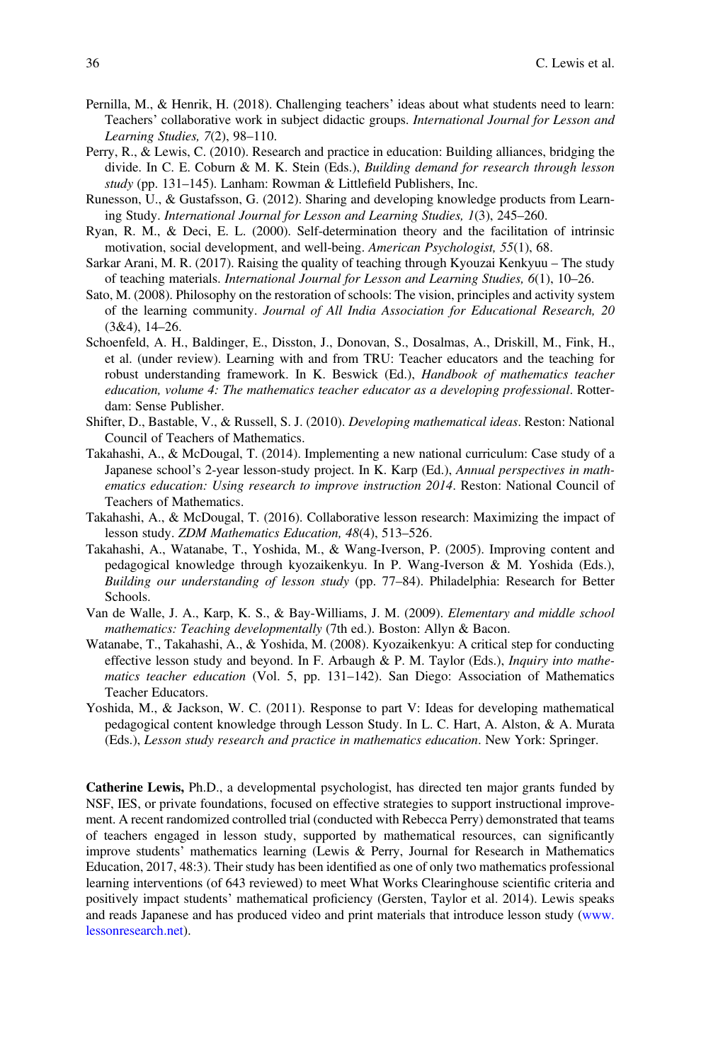Pernilla, M., & Henrik, H. (2018). Challenging teachers' ideas about what students need to learn: Teachers' collaborative work in subject didactic groups. *International Journal for Lesson and Learning Studies, 7*(2), 98–110.

Perry, R., & Lewis, C. (2010). Research and practice in education: Building alliances, bridging the divide. In C. E. Coburn & M. K. Stein (Eds.), *Building demand for research through lesson study* (pp. 131–145). Lanham: Rowman & Littlefield Publishers, Inc.

Runesson, U., & Gustafsson, G. (2012). Sharing and developing knowledge products from Learning Study. *International Journal for Lesson and Learning Studies, 1*(3), 245–260.

Ryan, R. M., & Deci, E. L. (2000). Self-determination theory and the facilitation of intrinsic motivation, social development, and well-being. *American Psychologist, 55*(1), 68.

Sarkar Arani, M. R. (2017). Raising the quality of teaching through Kyouzai Kenkyuu – The study of teaching materials. *International Journal for Lesson and Learning Studies, 6*(1), 10–26.

Sato, M. (2008). Philosophy on the restoration of schools: The vision, principles and activity system of the learning community. *Journal of All India Association for Educational Research, 20* (3&4), 14–26.

Schoenfeld, A. H., Baldinger, E., Disston, J., Donovan, S., Dosalmas, A., Driskill, M., Fink, H., et al. (under review). Learning with and from TRU: Teacher educators and the teaching for robust understanding framework. In K. Beswick (Ed.), *Handbook of mathematics teacher education, volume 4: The mathematics teacher educator as a developing professional*. Rotterdam: Sense Publisher.

Shifter, D., Bastable, V., & Russell, S. J. (2010). *Developing mathematical ideas*. Reston: National Council of Teachers of Mathematics.

Takahashi, A., & McDougal, T. (2014). Implementing a new national curriculum: Case study of a Japanese school's 2-year lesson-study project. In K. Karp (Ed.), *Annual perspectives in mathematics education: Using research to improve instruction 2014*. Reston: National Council of Teachers of Mathematics.

Takahashi, A., & McDougal, T. (2016). Collaborative lesson research: Maximizing the impact of lesson study. *ZDM Mathematics Education, 48*(4), 513–526.

Takahashi, A., Watanabe, T., Yoshida, M., & Wang-Iverson, P. (2005). Improving content and pedagogical knowledge through kyozaikenkyu. In P. Wang-Iverson & M. Yoshida (Eds.), *Building our understanding of lesson study* (pp. 77–84). Philadelphia: Research for Better Schools.

Van de Walle, J. A., Karp, K. S., & Bay-Williams, J. M. (2009). *Elementary and middle school mathematics: Teaching developmentally* (7th ed.). Boston: Allyn & Bacon.

Watanabe, T., Takahashi, A., & Yoshida, M. (2008). Kyozaikenkyu: A critical step for conducting effective lesson study and beyond. In F. Arbaugh & P. M. Taylor (Eds.), *Inquiry into mathematics teacher education* (Vol. 5, pp. 131–142). San Diego: Association of Mathematics Teacher Educators.

Yoshida, M., & Jackson, W. C. (2011). Response to part V: Ideas for developing mathematical pedagogical content knowledge through Lesson Study. In L. C. Hart, A. Alston, & A. Murata (Eds.), *Lesson study research and practice in mathematics education*. New York: Springer.

**Catherine Lewis,** Ph.D., a developmental psychologist, has directed ten major grants funded by NSF, IES, or private foundations, focused on effective strategies to support instructional improvement. A recent randomized controlled trial (conducted with Rebecca Perry) demonstrated that teams of teachers engaged in lesson study, supported by mathematical resources, can significantly improve students' mathematics learning (Lewis & Perry, Journal for Research in Mathematics Education, 2017, 48:3). Their study has been identified as one of only two mathematics professional learning interventions (of 643 reviewed) to meet What Works Clearinghouse scientific criteria and positively impact students' mathematical proficiency (Gersten, Taylor et al. 2014). Lewis speaks and reads Japanese and has produced video and print materials that introduce lesson study (www.lessonresearch.net).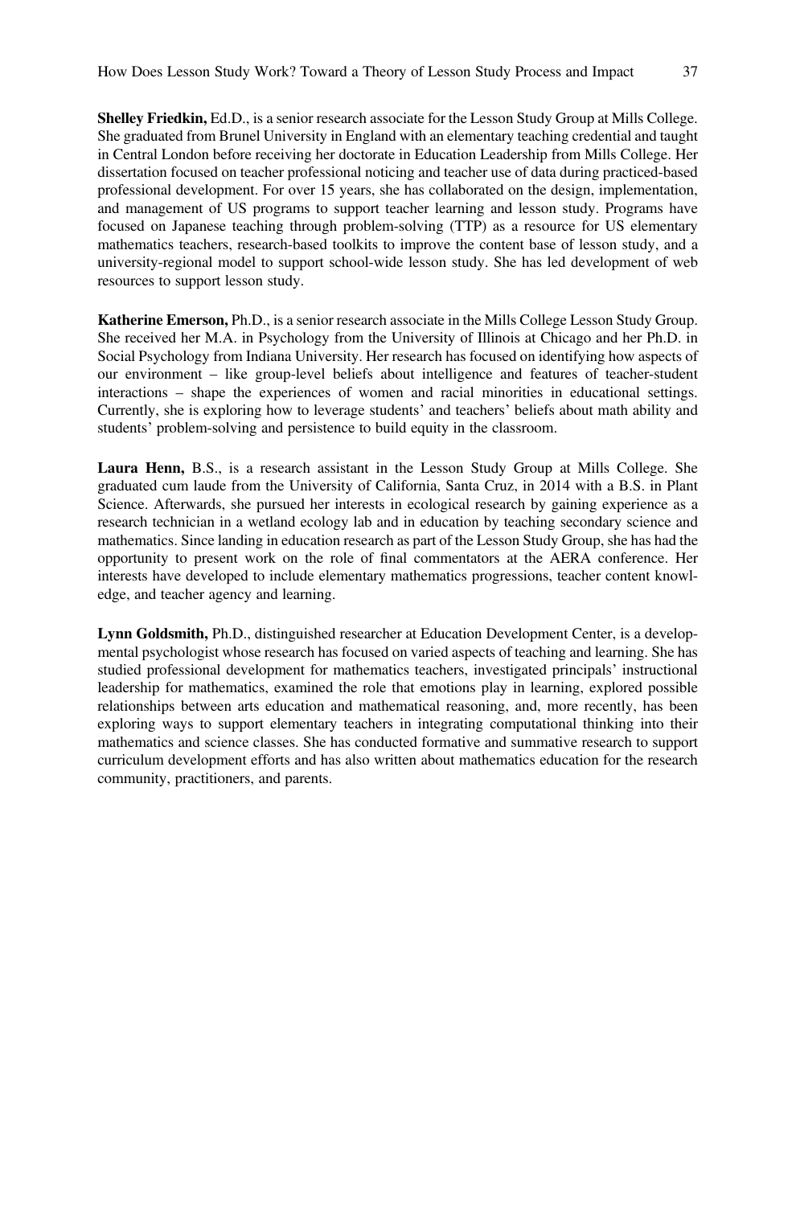**Shelley Friedkin,** Ed.D., is a senior research associate for the Lesson Study Group at Mills College. She graduated from Brunel University in England with an elementary teaching credential and taught in Central London before receiving her doctorate in Education Leadership from Mills College. Her dissertation focused on teacher professional noticing and teacher use of data during practiced-based professional development. For over 15 years, she has collaborated on the design, implementation, and management of US programs to support teacher learning and lesson study. Programs have focused on Japanese teaching through problem-solving (TTP) as a resource for US elementary mathematics teachers, research-based toolkits to improve the content base of lesson study, and a university-regional model to support school-wide lesson study. She has led development of web resources to support lesson study.

**Katherine Emerson,** Ph.D., is a senior research associate in the Mills College Lesson Study Group. She received her M.A. in Psychology from the University of Illinois at Chicago and her Ph.D. in Social Psychology from Indiana University. Her research has focused on identifying how aspects of our environment – like group-level beliefs about intelligence and features of teacher-student interactions – shape the experiences of women and racial minorities in educational settings. Currently, she is exploring how to leverage students' and teachers' beliefs about math ability and students' problem-solving and persistence to build equity in the classroom.

**Laura Henn,** B.S., is a research assistant in the Lesson Study Group at Mills College. She graduated cum laude from the University of California, Santa Cruz, in 2014 with a B.S. in Plant Science. Afterwards, she pursued her interests in ecological research by gaining experience as a research technician in a wetland ecology lab and in education by teaching secondary science and mathematics. Since landing in education research as part of the Lesson Study Group, she has had the opportunity to present work on the role of final commentators at the AERA conference. Her interests have developed to include elementary mathematics progressions, teacher content knowledge, and teacher agency and learning.

**Lynn Goldsmith,** Ph.D., distinguished researcher at Education Development Center, is a developmental psychologist whose research has focused on varied aspects of teaching and learning. She has studied professional development for mathematics teachers, investigated principals' instructional leadership for mathematics, examined the role that emotions play in learning, explored possible relationships between arts education and mathematical reasoning, and, more recently, has been exploring ways to support elementary teachers in integrating computational thinking into their mathematics and science classes. She has conducted formative and summative research to support curriculum development efforts and has also written about mathematics education for the research community, practitioners, and parents.